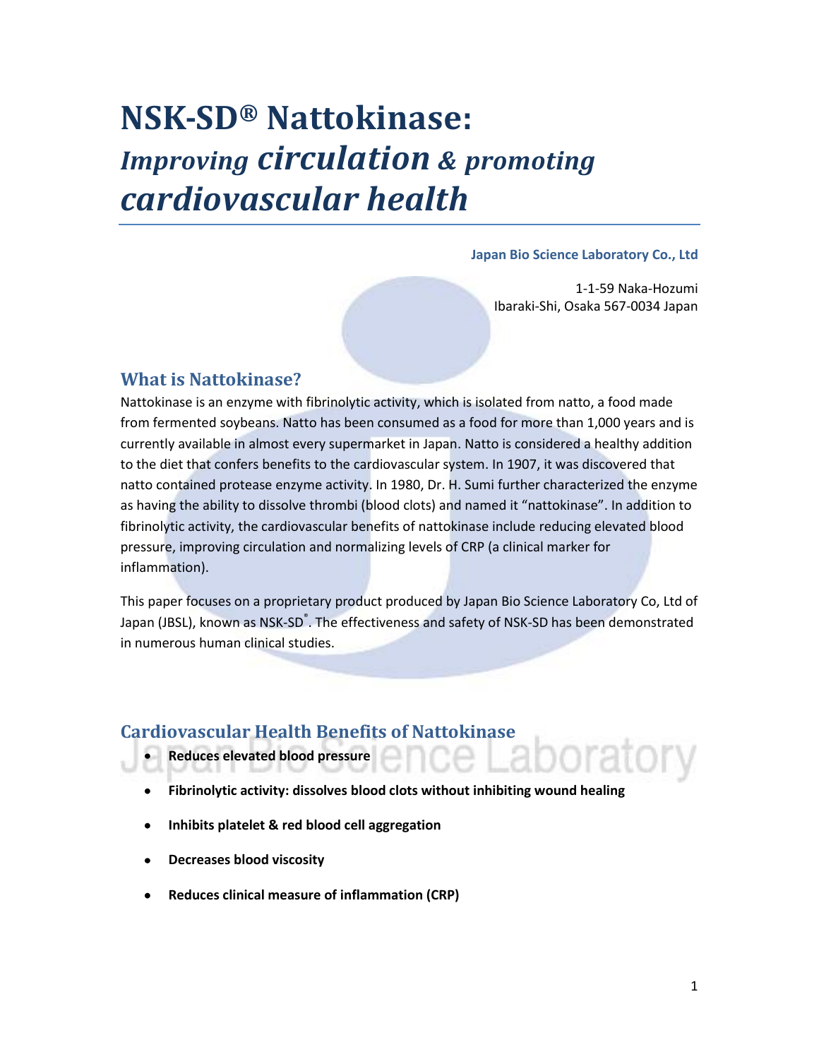# NSK-SD® Nattokinase: *Improving circulation & promoting cardiovascular health*

**Japan Bio Science Laboratory Co., Ltd**

1-1-59 Naka-Hozumi
Ibaraki-Shi, Osaka 567-0034 Japan

## What is Nattokinase?

Nattokinase is an enzyme with fibrinolytic activity, which is isolated from natto, a food made from fermented soybeans. Natto has been consumed as a food for more than 1,000 years and is currently available in almost every supermarket in Japan. Natto is considered a healthy addition to the diet that confers benefits to the cardiovascular system. In 1907, it was discovered that natto contained protease enzyme activity. In 1980, Dr. H. Sumi further characterized the enzyme as having the ability to dissolve thrombi (blood clots) and named it "nattokinase". In addition to fibrinolytic activity, the cardiovascular benefits of nattokinase include reducing elevated blood pressure, improving circulation and normalizing levels of CRP (a clinical marker for inflammation).

This paper focuses on a proprietary product produced by Japan Bio Science Laboratory Co, Ltd of Japan (JBSL), known as NSK-SD®. The effectiveness and safety of NSK-SD has been demonstrated in numerous human clinical studies.

## Cardiovascular Health Benefits of Nattokinase

- **Reduces elevated blood pressure**
- **Fibrinolytic activity: dissolves blood clots without inhibiting wound healing**
- **Inhibits platelet & red blood cell aggregation**
- **Decreases blood viscosity**
- **Reduces clinical measure of inflammation (CRP)**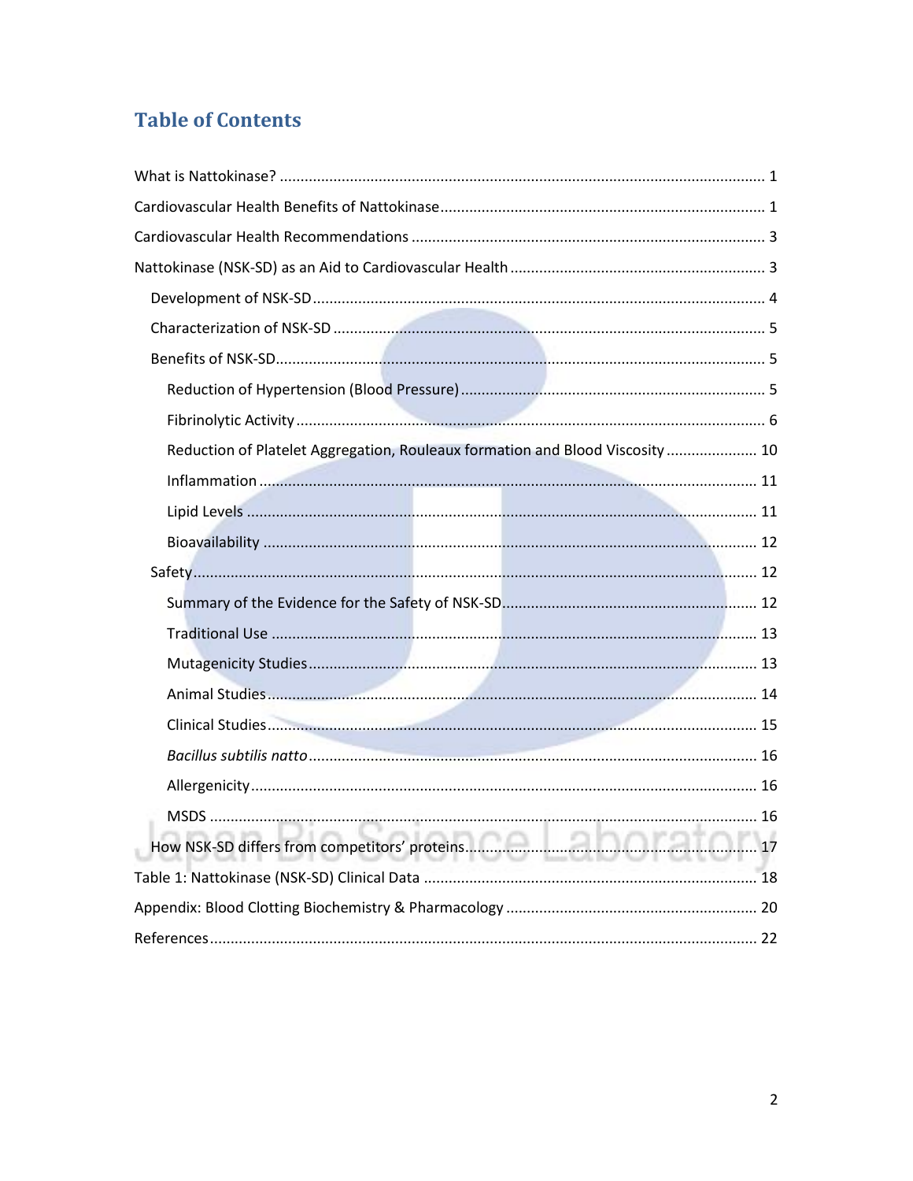# Table of Contents

What is Nattokinase? .................................................. 1

Cardiovascular Health Benefits of Nattokinase .................................................. 1

Cardiovascular Health Recommendations .................................................. 3

Nattokinase (NSK-SD) as an Aid to Cardiovascular Health .................................................. 3

- Development of NSK-SD .................................................. 4
- Characterization of NSK-SD .................................................. 5
- Benefits of NSK-SD .................................................. 5
  - Reduction of Hypertension (Blood Pressure) .................................................. 5
  - Fibrinolytic Activity .................................................. 6
  - Reduction of Platelet Aggregation, Rouleaux formation and Blood Viscosity .................................................. 10
  - Inflammation .................................................. 11
  - Lipid Levels .................................................. 11
  - Bioavailability .................................................. 12
- Safety .................................................. 12
  - Summary of the Evidence for the Safety of NSK-SD .................................................. 12
  - Traditional Use .................................................. 13
  - Mutagenicity Studies .................................................. 13
  - Animal Studies .................................................. 14
  - Clinical Studies .................................................. 15
  - *Bacillus subtilis natto* .................................................. 16
  - Allergenicity .................................................. 16
  - MSDS .................................................. 16
- How NSK-SD differs from competitors' proteins .................................................. 17

Table 1: Nattokinase (NSK-SD) Clinical Data .................................................. 18

Appendix: Blood Clotting Biochemistry & Pharmacology .................................................. 20

References .................................................. 22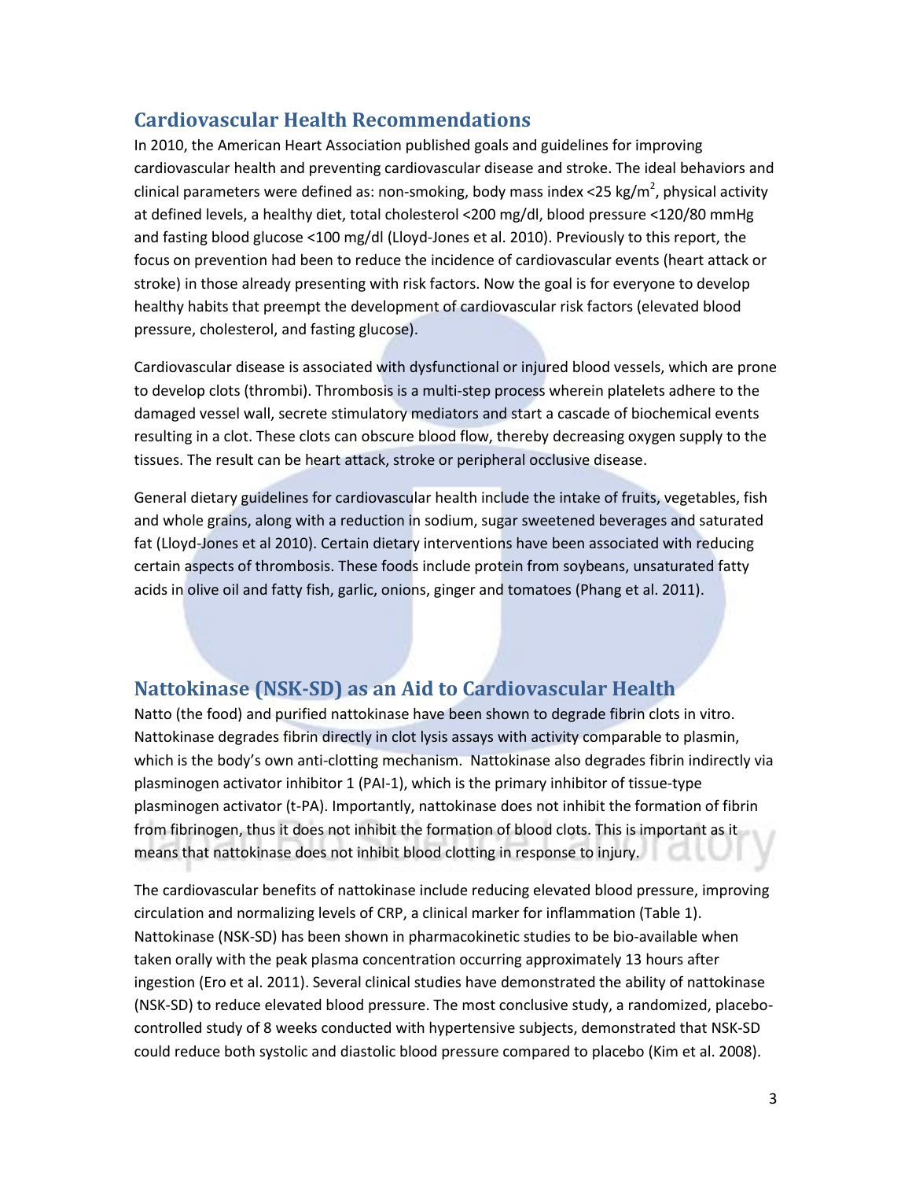## Cardiovascular Health Recommendations

In 2010, the American Heart Association published goals and guidelines for improving cardiovascular health and preventing cardiovascular disease and stroke. The ideal behaviors and clinical parameters were defined as: non-smoking, body mass index <25 kg/m$^2$, physical activity at defined levels, a healthy diet, total cholesterol <200 mg/dl, blood pressure <120/80 mmHg and fasting blood glucose <100 mg/dl (Lloyd-Jones et al. 2010). Previously to this report, the focus on prevention had been to reduce the incidence of cardiovascular events (heart attack or stroke) in those already presenting with risk factors. Now the goal is for everyone to develop healthy habits that preempt the development of cardiovascular risk factors (elevated blood pressure, cholesterol, and fasting glucose).

Cardiovascular disease is associated with dysfunctional or injured blood vessels, which are prone to develop clots (thrombi). Thrombosis is a multi-step process wherein platelets adhere to the damaged vessel wall, secrete stimulatory mediators and start a cascade of biochemical events resulting in a clot. These clots can obscure blood flow, thereby decreasing oxygen supply to the tissues. The result can be heart attack, stroke or peripheral occlusive disease.

General dietary guidelines for cardiovascular health include the intake of fruits, vegetables, fish and whole grains, along with a reduction in sodium, sugar sweetened beverages and saturated fat (Lloyd-Jones et al 2010). Certain dietary interventions have been associated with reducing certain aspects of thrombosis. These foods include protein from soybeans, unsaturated fatty acids in olive oil and fatty fish, garlic, onions, ginger and tomatoes (Phang et al. 2011).

## Nattokinase (NSK-SD) as an Aid to Cardiovascular Health

Natto (the food) and purified nattokinase have been shown to degrade fibrin clots in vitro. Nattokinase degrades fibrin directly in clot lysis assays with activity comparable to plasmin, which is the body's own anti-clotting mechanism. Nattokinase also degrades fibrin indirectly via plasminogen activator inhibitor 1 (PAI-1), which is the primary inhibitor of tissue-type plasminogen activator (t-PA). Importantly, nattokinase does not inhibit the formation of fibrin from fibrinogen, thus it does not inhibit the formation of blood clots. This is important as it means that nattokinase does not inhibit blood clotting in response to injury.

The cardiovascular benefits of nattokinase include reducing elevated blood pressure, improving circulation and normalizing levels of CRP, a clinical marker for inflammation (Table 1). Nattokinase (NSK-SD) has been shown in pharmacokinetic studies to be bio-available when taken orally with the peak plasma concentration occurring approximately 13 hours after ingestion (Ero et al. 2011). Several clinical studies have demonstrated the ability of nattokinase (NSK-SD) to reduce elevated blood pressure. The most conclusive study, a randomized, placebo-controlled study of 8 weeks conducted with hypertensive subjects, demonstrated that NSK-SD could reduce both systolic and diastolic blood pressure compared to placebo (Kim et al. 2008).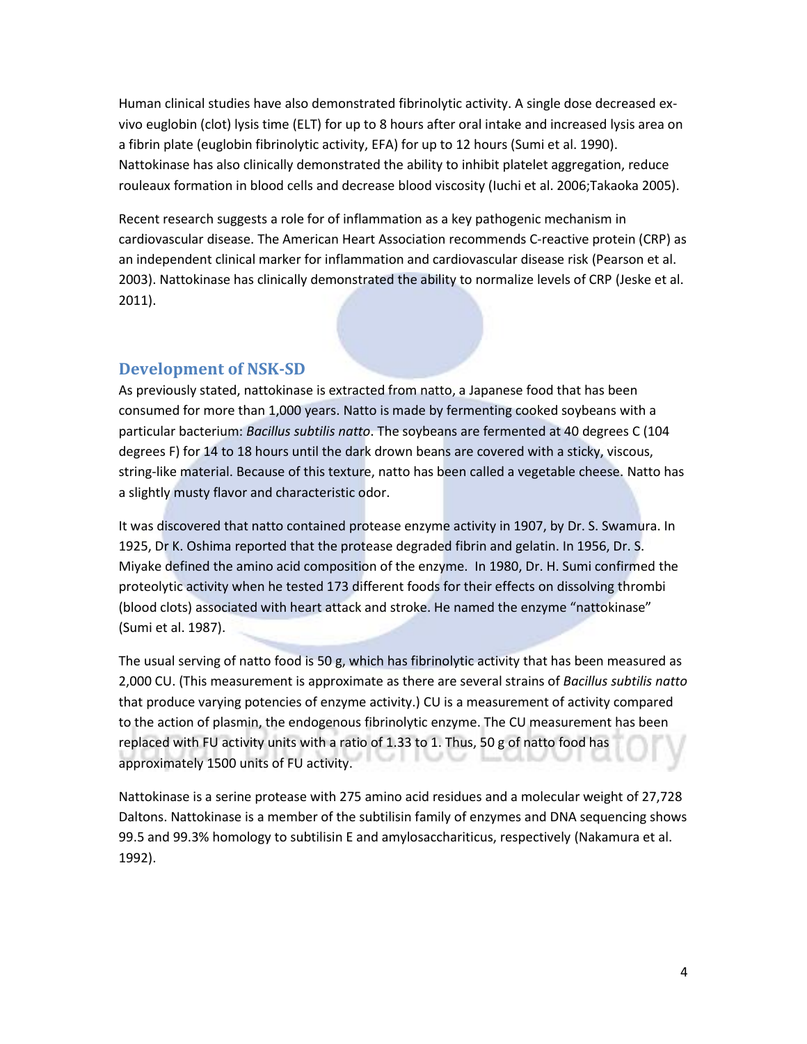Human clinical studies have also demonstrated fibrinolytic activity. A single dose decreased ex-vivo euglobin (clot) lysis time (ELT) for up to 8 hours after oral intake and increased lysis area on a fibrin plate (euglobin fibrinolytic activity, EFA) for up to 12 hours (Sumi et al. 1990). Nattokinase has also clinically demonstrated the ability to inhibit platelet aggregation, reduce rouleaux formation in blood cells and decrease blood viscosity (Iuchi et al. 2006;Takaoka 2005).

Recent research suggests a role for of inflammation as a key pathogenic mechanism in cardiovascular disease. The American Heart Association recommends C-reactive protein (CRP) as an independent clinical marker for inflammation and cardiovascular disease risk (Pearson et al. 2003). Nattokinase has clinically demonstrated the ability to normalize levels of CRP (Jeske et al. 2011).

## Development of NSK-SD

As previously stated, nattokinase is extracted from natto, a Japanese food that has been consumed for more than 1,000 years. Natto is made by fermenting cooked soybeans with a particular bacterium: *Bacillus subtilis natto*. The soybeans are fermented at 40 degrees C (104 degrees F) for 14 to 18 hours until the dark drown beans are covered with a sticky, viscous, string-like material. Because of this texture, natto has been called a vegetable cheese. Natto has a slightly musty flavor and characteristic odor.

It was discovered that natto contained protease enzyme activity in 1907, by Dr. S. Swamura. In 1925, Dr K. Oshima reported that the protease degraded fibrin and gelatin. In 1956, Dr. S. Miyake defined the amino acid composition of the enzyme. In 1980, Dr. H. Sumi confirmed the proteolytic activity when he tested 173 different foods for their effects on dissolving thrombi (blood clots) associated with heart attack and stroke. He named the enzyme "nattokinase" (Sumi et al. 1987).

The usual serving of natto food is 50 g, which has fibrinolytic activity that has been measured as 2,000 CU. (This measurement is approximate as there are several strains of *Bacillus subtilis natto* that produce varying potencies of enzyme activity.) CU is a measurement of activity compared to the action of plasmin, the endogenous fibrinolytic enzyme. The CU measurement has been replaced with FU activity units with a ratio of 1.33 to 1. Thus, 50 g of natto food has approximately 1500 units of FU activity.

Nattokinase is a serine protease with 275 amino acid residues and a molecular weight of 27,728 Daltons. Nattokinase is a member of the subtilisin family of enzymes and DNA sequencing shows 99.5 and 99.3% homology to subtilisin E and amylosacchariticus, respectively (Nakamura et al. 1992).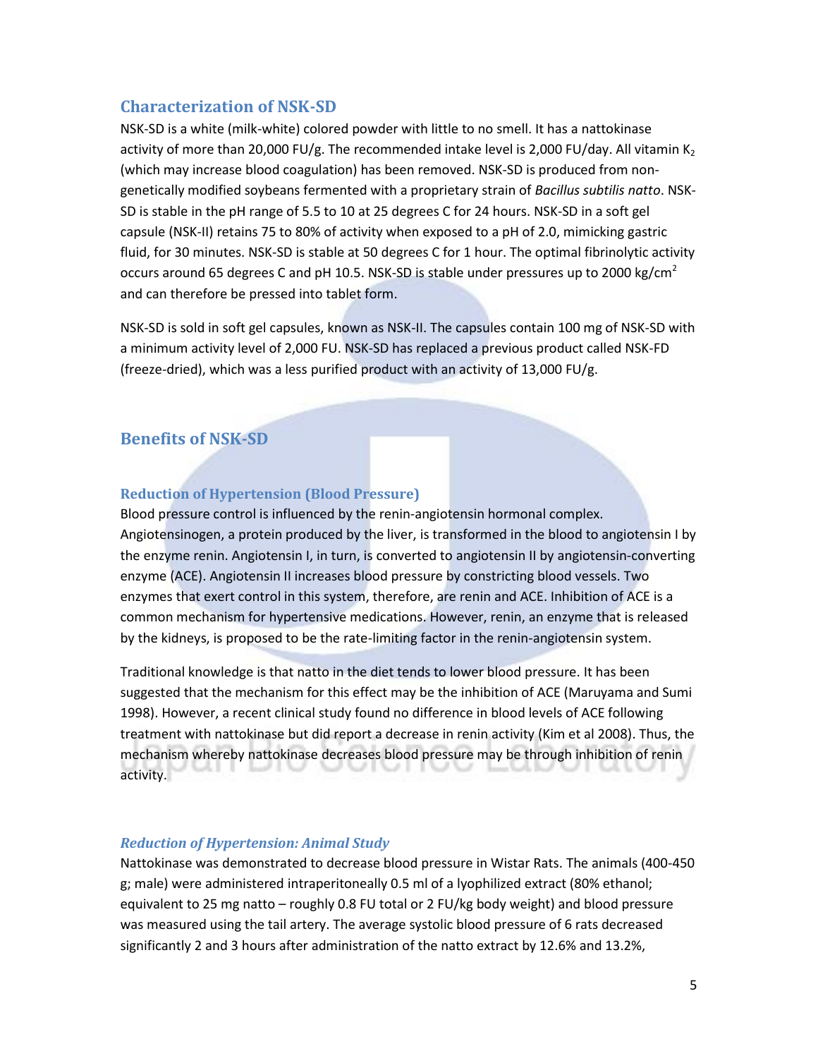## Characterization of NSK-SD

NSK-SD is a white (milk-white) colored powder with little to no smell. It has a nattokinase activity of more than 20,000 FU/g. The recommended intake level is 2,000 FU/day. All vitamin $K_2$ (which may increase blood coagulation) has been removed. NSK-SD is produced from non-genetically modified soybeans fermented with a proprietary strain of *Bacillus subtilis natto*. NSK-SD is stable in the pH range of 5.5 to 10 at 25 degrees C for 24 hours. NSK-SD in a soft gel capsule (NSK-II) retains 75 to 80% of activity when exposed to a pH of 2.0, mimicking gastric fluid, for 30 minutes. NSK-SD is stable at 50 degrees C for 1 hour. The optimal fibrinolytic activity occurs around 65 degrees C and pH 10.5. NSK-SD is stable under pressures up to 2000 kg/$cm^2$ and can therefore be pressed into tablet form.

NSK-SD is sold in soft gel capsules, known as NSK-II. The capsules contain 100 mg of NSK-SD with a minimum activity level of 2,000 FU. NSK-SD has replaced a previous product called NSK-FD (freeze-dried), which was a less purified product with an activity of 13,000 FU/g.

## Benefits of NSK-SD

### Reduction of Hypertension (Blood Pressure)

Blood pressure control is influenced by the renin-angiotensin hormonal complex. Angiotensinogen, a protein produced by the liver, is transformed in the blood to angiotensin I by the enzyme renin. Angiotensin I, in turn, is converted to angiotensin II by angiotensin-converting enzyme (ACE). Angiotensin II increases blood pressure by constricting blood vessels. Two enzymes that exert control in this system, therefore, are renin and ACE. Inhibition of ACE is a common mechanism for hypertensive medications. However, renin, an enzyme that is released by the kidneys, is proposed to be the rate-limiting factor in the renin-angiotensin system.

Traditional knowledge is that natto in the diet tends to lower blood pressure. It has been suggested that the mechanism for this effect may be the inhibition of ACE (Maruyama and Sumi 1998). However, a recent clinical study found no difference in blood levels of ACE following treatment with nattokinase but did report a decrease in renin activity (Kim et al 2008). Thus, the mechanism whereby nattokinase decreases blood pressure may be through inhibition of renin activity.

### *Reduction of Hypertension: Animal Study*

Nattokinase was demonstrated to decrease blood pressure in Wistar Rats. The animals (400-450 g; male) were administered intraperitoneally 0.5 ml of a lyophilized extract (80% ethanol; equivalent to 25 mg natto – roughly 0.8 FU total or 2 FU/kg body weight) and blood pressure was measured using the tail artery. The average systolic blood pressure of 6 rats decreased significantly 2 and 3 hours after administration of the natto extract by 12.6% and 13.2%,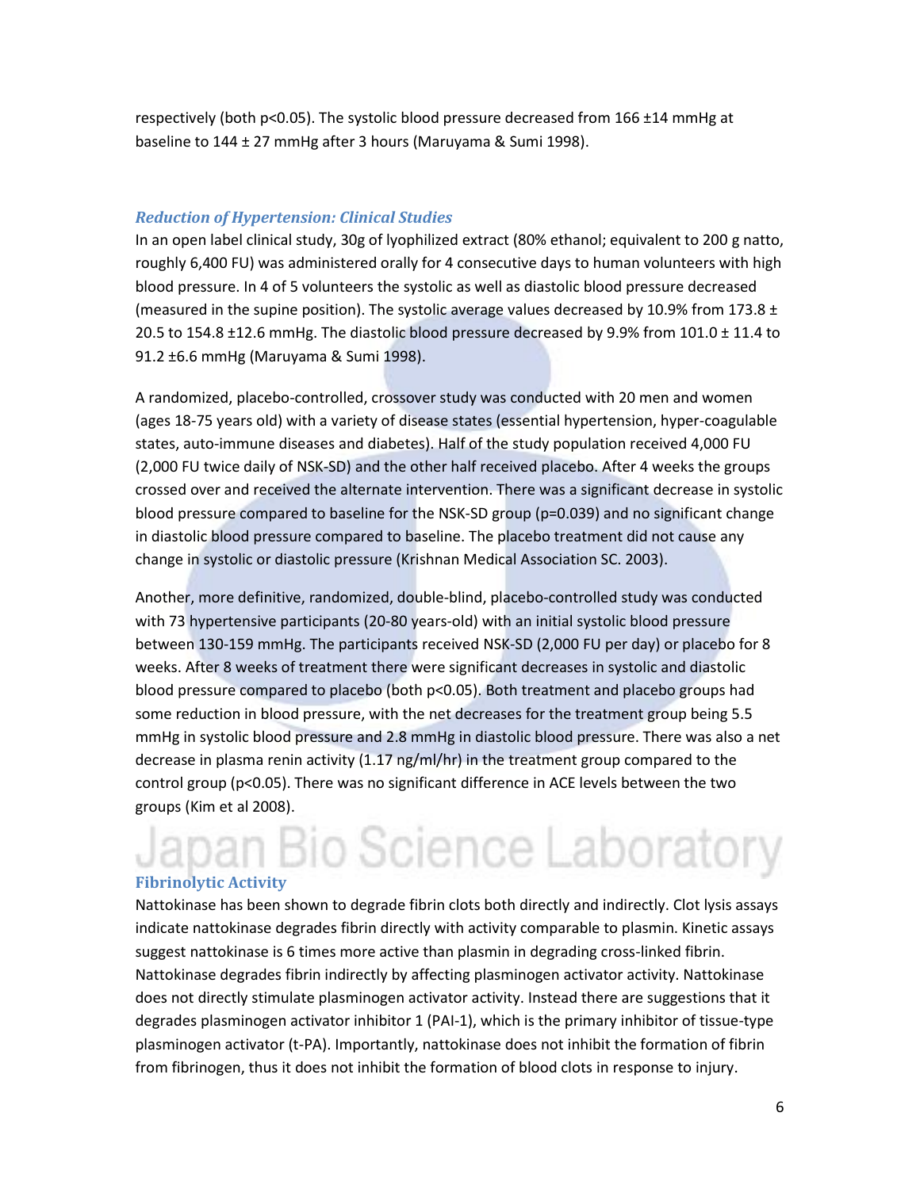respectively (both p<0.05). The systolic blood pressure decreased from 166 ±14 mmHg at baseline to 144 ± 27 mmHg after 3 hours (Maruyama & Sumi 1998).

### *Reduction of Hypertension: Clinical Studies*

In an open label clinical study, 30g of lyophilized extract (80% ethanol; equivalent to 200 g natto, roughly 6,400 FU) was administered orally for 4 consecutive days to human volunteers with high blood pressure. In 4 of 5 volunteers the systolic as well as diastolic blood pressure decreased (measured in the supine position). The systolic average values decreased by 10.9% from 173.8 ± 20.5 to 154.8 ±12.6 mmHg. The diastolic blood pressure decreased by 9.9% from 101.0 ± 11.4 to 91.2 ±6.6 mmHg (Maruyama & Sumi 1998).

A randomized, placebo-controlled, crossover study was conducted with 20 men and women (ages 18-75 years old) with a variety of disease states (essential hypertension, hyper-coagulable states, auto-immune diseases and diabetes). Half of the study population received 4,000 FU (2,000 FU twice daily of NSK-SD) and the other half received placebo. After 4 weeks the groups crossed over and received the alternate intervention. There was a significant decrease in systolic blood pressure compared to baseline for the NSK-SD group (p=0.039) and no significant change in diastolic blood pressure compared to baseline. The placebo treatment did not cause any change in systolic or diastolic pressure (Krishnan Medical Association SC. 2003).

Another, more definitive, randomized, double-blind, placebo-controlled study was conducted with 73 hypertensive participants (20-80 years-old) with an initial systolic blood pressure between 130-159 mmHg. The participants received NSK-SD (2,000 FU per day) or placebo for 8 weeks. After 8 weeks of treatment there were significant decreases in systolic and diastolic blood pressure compared to placebo (both p<0.05). Both treatment and placebo groups had some reduction in blood pressure, with the net decreases for the treatment group being 5.5 mmHg in systolic blood pressure and 2.8 mmHg in diastolic blood pressure. There was also a net decrease in plasma renin activity (1.17 ng/ml/hr) in the treatment group compared to the control group (p<0.05). There was no significant difference in ACE levels between the two groups (Kim et al 2008).

### Fibrinolytic Activity

Nattokinase has been shown to degrade fibrin clots both directly and indirectly. Clot lysis assays indicate nattokinase degrades fibrin directly with activity comparable to plasmin. Kinetic assays suggest nattokinase is 6 times more active than plasmin in degrading cross-linked fibrin. Nattokinase degrades fibrin indirectly by affecting plasminogen activator activity. Nattokinase does not directly stimulate plasminogen activator activity. Instead there are suggestions that it degrades plasminogen activator inhibitor 1 (PAI-1), which is the primary inhibitor of tissue-type plasminogen activator (t-PA). Importantly, nattokinase does not inhibit the formation of fibrin from fibrinogen, thus it does not inhibit the formation of blood clots in response to injury.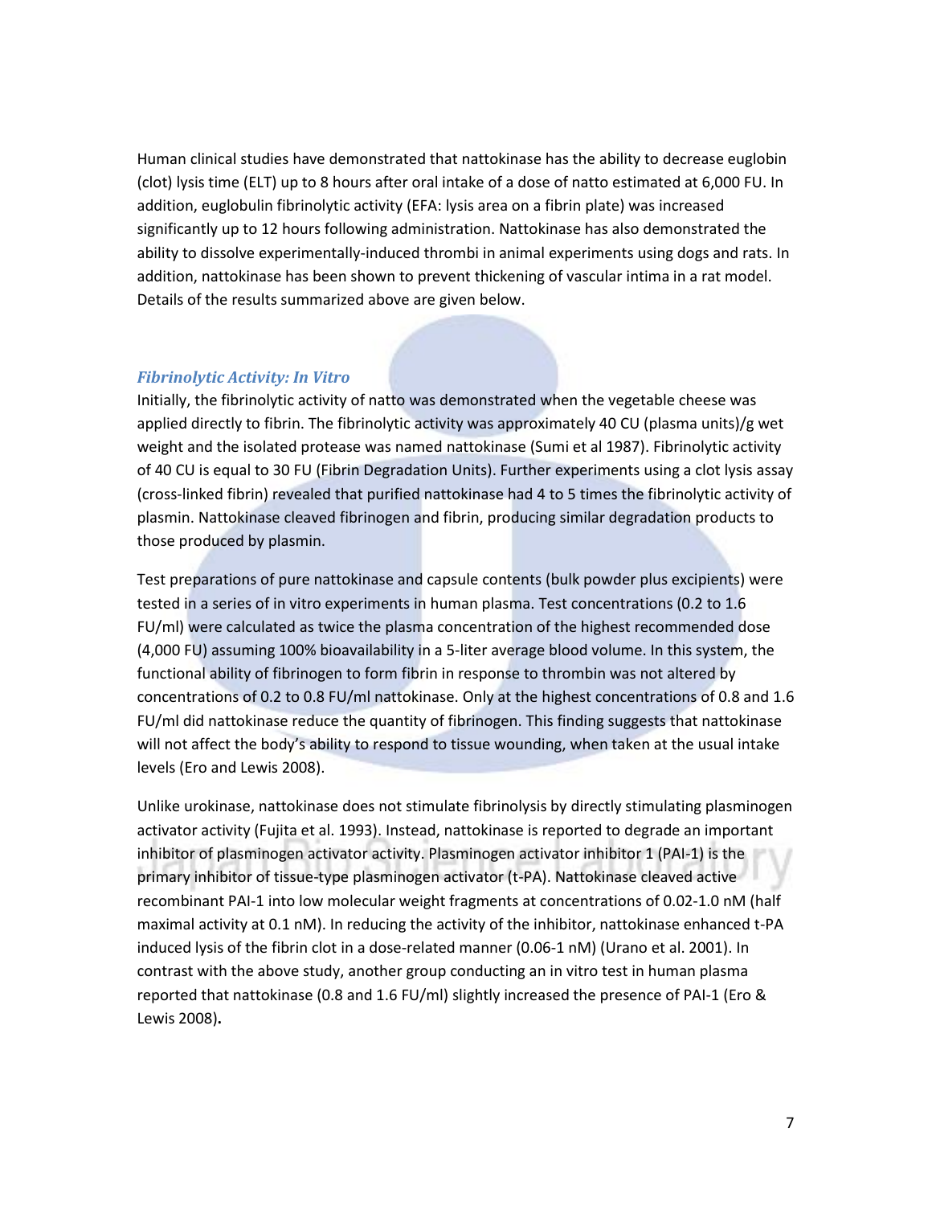Human clinical studies have demonstrated that nattokinase has the ability to decrease euglobin (clot) lysis time (ELT) up to 8 hours after oral intake of a dose of natto estimated at 6,000 FU. In addition, euglobulin fibrinolytic activity (EFA: lysis area on a fibrin plate) was increased significantly up to 12 hours following administration. Nattokinase has also demonstrated the ability to dissolve experimentally-induced thrombi in animal experiments using dogs and rats. In addition, nattokinase has been shown to prevent thickening of vascular intima in a rat model. Details of the results summarized above are given below.

### *Fibrinolytic Activity: In Vitro*

Initially, the fibrinolytic activity of natto was demonstrated when the vegetable cheese was applied directly to fibrin. The fibrinolytic activity was approximately 40 CU (plasma units)/g wet weight and the isolated protease was named nattokinase (Sumi et al 1987). Fibrinolytic activity of 40 CU is equal to 30 FU (Fibrin Degradation Units). Further experiments using a clot lysis assay (cross-linked fibrin) revealed that purified nattokinase had 4 to 5 times the fibrinolytic activity of plasmin. Nattokinase cleaved fibrinogen and fibrin, producing similar degradation products to those produced by plasmin.

Test preparations of pure nattokinase and capsule contents (bulk powder plus excipients) were tested in a series of in vitro experiments in human plasma. Test concentrations (0.2 to 1.6 FU/ml) were calculated as twice the plasma concentration of the highest recommended dose (4,000 FU) assuming 100% bioavailability in a 5-liter average blood volume. In this system, the functional ability of fibrinogen to form fibrin in response to thrombin was not altered by concentrations of 0.2 to 0.8 FU/ml nattokinase. Only at the highest concentrations of 0.8 and 1.6 FU/ml did nattokinase reduce the quantity of fibrinogen. This finding suggests that nattokinase will not affect the body's ability to respond to tissue wounding, when taken at the usual intake levels (Ero and Lewis 2008).

Unlike urokinase, nattokinase does not stimulate fibrinolysis by directly stimulating plasminogen activator activity (Fujita et al. 1993). Instead, nattokinase is reported to degrade an important inhibitor of plasminogen activator activity. Plasminogen activator inhibitor 1 (PAI-1) is the primary inhibitor of tissue-type plasminogen activator (t-PA). Nattokinase cleaved active recombinant PAI-1 into low molecular weight fragments at concentrations of 0.02-1.0 nM (half maximal activity at 0.1 nM). In reducing the activity of the inhibitor, nattokinase enhanced t-PA induced lysis of the fibrin clot in a dose-related manner (0.06-1 nM) (Urano et al. 2001). In contrast with the above study, another group conducting an in vitro test in human plasma reported that nattokinase (0.8 and 1.6 FU/ml) slightly increased the presence of PAI-1 (Ero & Lewis 2008).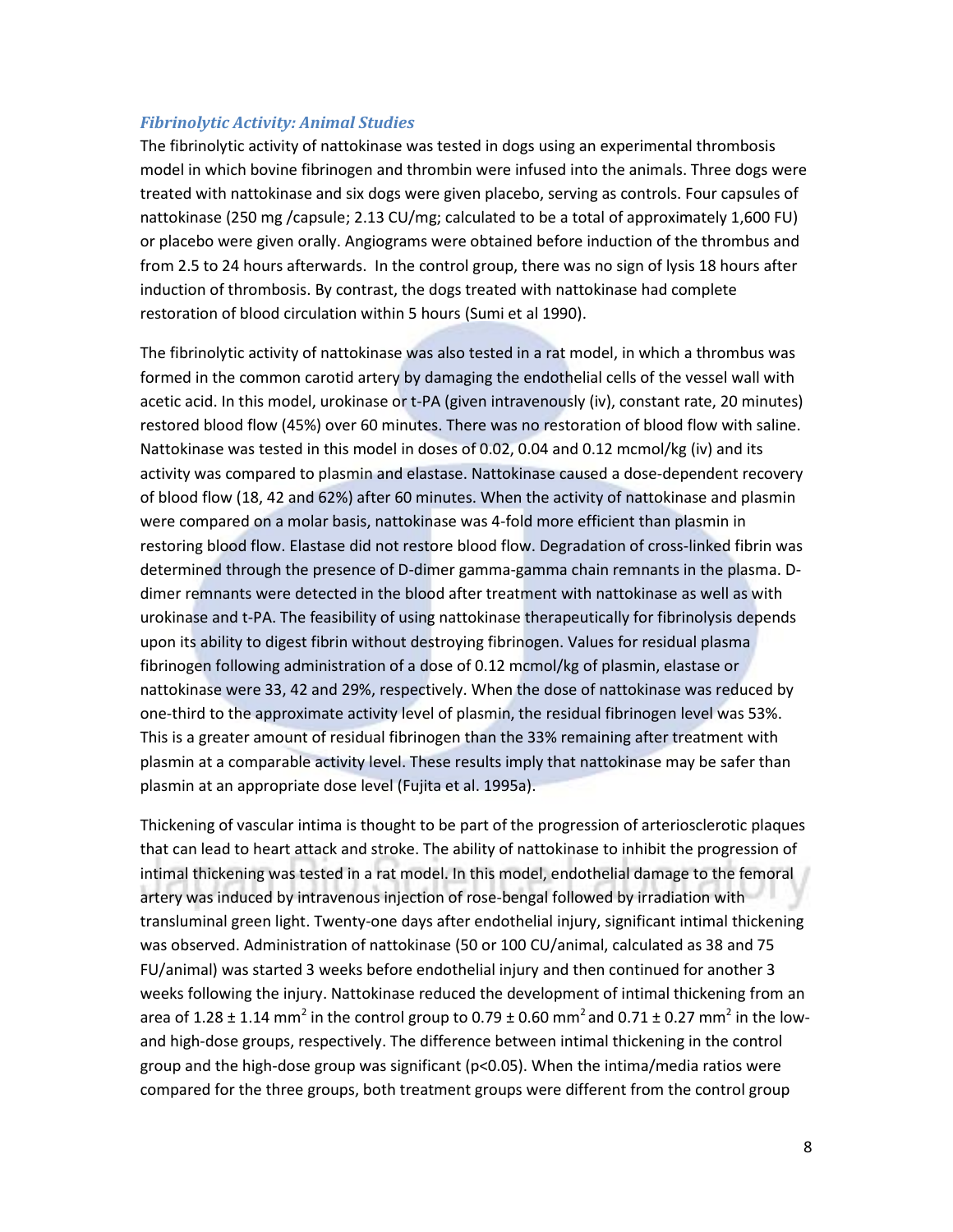### *Fibrinolytic Activity: Animal Studies*

The fibrinolytic activity of nattokinase was tested in dogs using an experimental thrombosis model in which bovine fibrinogen and thrombin were infused into the animals. Three dogs were treated with nattokinase and six dogs were given placebo, serving as controls. Four capsules of nattokinase (250 mg /capsule; 2.13 CU/mg; calculated to be a total of approximately 1,600 FU) or placebo were given orally. Angiograms were obtained before induction of the thrombus and from 2.5 to 24 hours afterwards. In the control group, there was no sign of lysis 18 hours after induction of thrombosis. By contrast, the dogs treated with nattokinase had complete restoration of blood circulation within 5 hours (Sumi et al 1990).

The fibrinolytic activity of nattokinase was also tested in a rat model, in which a thrombus was formed in the common carotid artery by damaging the endothelial cells of the vessel wall with acetic acid. In this model, urokinase or t-PA (given intravenously (iv), constant rate, 20 minutes) restored blood flow (45%) over 60 minutes. There was no restoration of blood flow with saline. Nattokinase was tested in this model in doses of 0.02, 0.04 and 0.12 mcmol/kg (iv) and its activity was compared to plasmin and elastase. Nattokinase caused a dose-dependent recovery of blood flow (18, 42 and 62%) after 60 minutes. When the activity of nattokinase and plasmin were compared on a molar basis, nattokinase was 4-fold more efficient than plasmin in restoring blood flow. Elastase did not restore blood flow. Degradation of cross-linked fibrin was determined through the presence of D-dimer gamma-gamma chain remnants in the plasma. D-dimer remnants were detected in the blood after treatment with nattokinase as well as with urokinase and t-PA. The feasibility of using nattokinase therapeutically for fibrinolysis depends upon its ability to digest fibrin without destroying fibrinogen. Values for residual plasma fibrinogen following administration of a dose of 0.12 mcmol/kg of plasmin, elastase or nattokinase were 33, 42 and 29%, respectively. When the dose of nattokinase was reduced by one-third to the approximate activity level of plasmin, the residual fibrinogen level was 53%. This is a greater amount of residual fibrinogen than the 33% remaining after treatment with plasmin at a comparable activity level. These results imply that nattokinase may be safer than plasmin at an appropriate dose level (Fujita et al. 1995a).

Thickening of vascular intima is thought to be part of the progression of arteriosclerotic plaques that can lead to heart attack and stroke. The ability of nattokinase to inhibit the progression of intimal thickening was tested in a rat model. In this model, endothelial damage to the femoral artery was induced by intravenous injection of rose-bengal followed by irradiation with transluminal green light. Twenty-one days after endothelial injury, significant intimal thickening was observed. Administration of nattokinase (50 or 100 CU/animal, calculated as 38 and 75 FU/animal) was started 3 weeks before endothelial injury and then continued for another 3 weeks following the injury. Nattokinase reduced the development of intimal thickening from an area of 1.28 ± 1.14 $mm^2$ in the control group to 0.79 ± 0.60 $mm^2$ and 0.71 ± 0.27 $mm^2$ in the low- and high-dose groups, respectively. The difference between intimal thickening in the control group and the high-dose group was significant ($p<0.05$). When the intima/media ratios were compared for the three groups, both treatment groups were different from the control group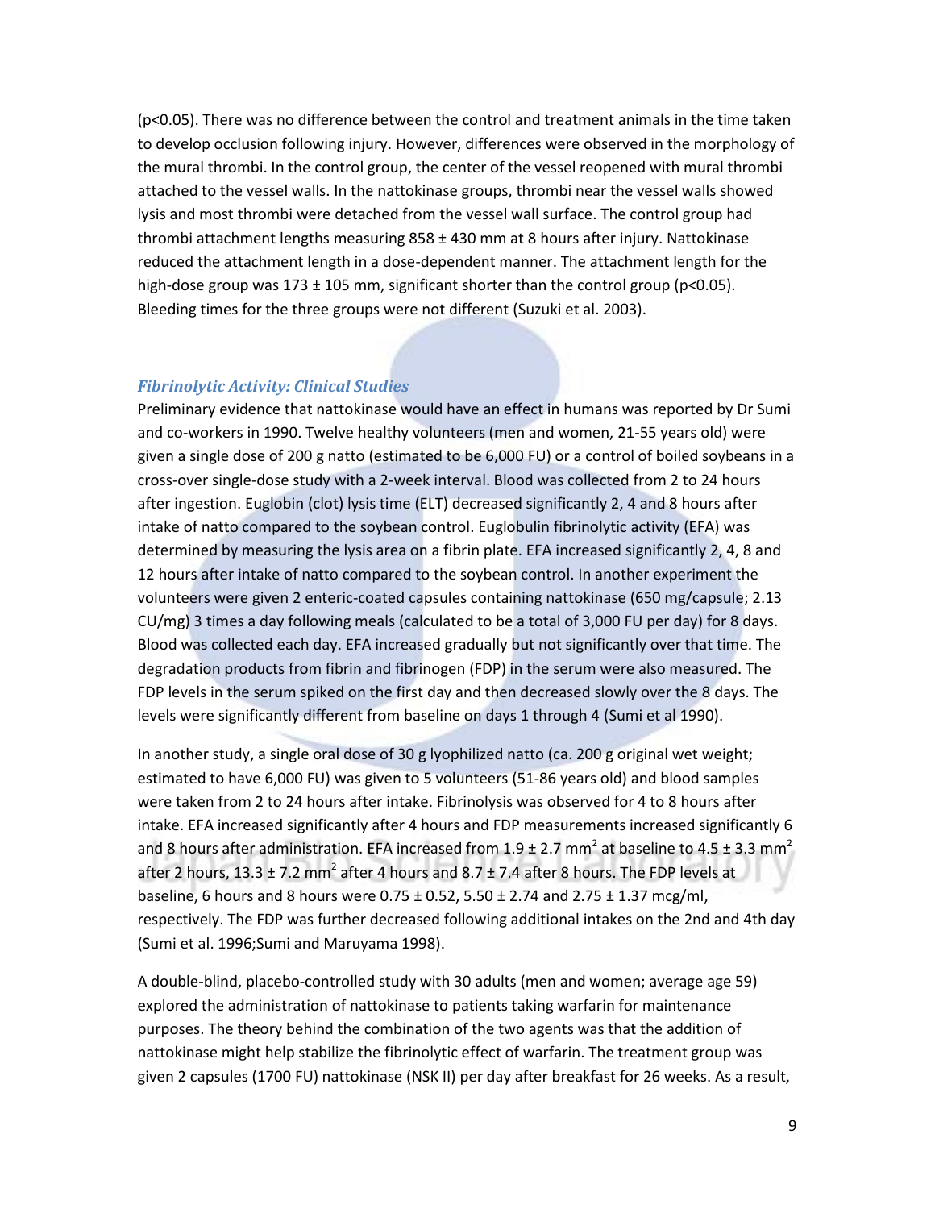(p<0.05). There was no difference between the control and treatment animals in the time taken to develop occlusion following injury. However, differences were observed in the morphology of the mural thrombi. In the control group, the center of the vessel reopened with mural thrombi attached to the vessel walls. In the nattokinase groups, thrombi near the vessel walls showed lysis and most thrombi were detached from the vessel wall surface. The control group had thrombi attachment lengths measuring 858 ± 430 mm at 8 hours after injury. Nattokinase reduced the attachment length in a dose-dependent manner. The attachment length for the high-dose group was 173 ± 105 mm, significant shorter than the control group (p<0.05). Bleeding times for the three groups were not different (Suzuki et al. 2003).

### *Fibrinolytic Activity: Clinical Studies*

Preliminary evidence that nattokinase would have an effect in humans was reported by Dr Sumi and co-workers in 1990. Twelve healthy volunteers (men and women, 21-55 years old) were given a single dose of 200 g natto (estimated to be 6,000 FU) or a control of boiled soybeans in a cross-over single-dose study with a 2-week interval. Blood was collected from 2 to 24 hours after ingestion. Euglobin (clot) lysis time (ELT) decreased significantly 2, 4 and 8 hours after intake of natto compared to the soybean control. Euglobulin fibrinolytic activity (EFA) was determined by measuring the lysis area on a fibrin plate. EFA increased significantly 2, 4, 8 and 12 hours after intake of natto compared to the soybean control. In another experiment the volunteers were given 2 enteric-coated capsules containing nattokinase (650 mg/capsule; 2.13 CU/mg) 3 times a day following meals (calculated to be a total of 3,000 FU per day) for 8 days. Blood was collected each day. EFA increased gradually but not significantly over that time. The degradation products from fibrin and fibrinogen (FDP) in the serum were also measured. The FDP levels in the serum spiked on the first day and then decreased slowly over the 8 days. The levels were significantly different from baseline on days 1 through 4 (Sumi et al 1990).

In another study, a single oral dose of 30 g lyophilized natto (ca. 200 g original wet weight; estimated to have 6,000 FU) was given to 5 volunteers (51-86 years old) and blood samples were taken from 2 to 24 hours after intake. Fibrinolysis was observed for 4 to 8 hours after intake. EFA increased significantly after 4 hours and FDP measurements increased significantly 6 and 8 hours after administration. EFA increased from 1.9 ± 2.7 mm$^2$ at baseline to 4.5 ± 3.3 mm$^2$ after 2 hours, 13.3 ± 7.2 mm$^2$ after 4 hours and 8.7 ± 7.4 after 8 hours. The FDP levels at baseline, 6 hours and 8 hours were 0.75 ± 0.52, 5.50 ± 2.74 and 2.75 ± 1.37 mcg/ml, respectively. The FDP was further decreased following additional intakes on the 2nd and 4th day (Sumi et al. 1996;Sumi and Maruyama 1998).

A double-blind, placebo-controlled study with 30 adults (men and women; average age 59) explored the administration of nattokinase to patients taking warfarin for maintenance purposes. The theory behind the combination of the two agents was that the addition of nattokinase might help stabilize the fibrinolytic effect of warfarin. The treatment group was given 2 capsules (1700 FU) nattokinase (NSK II) per day after breakfast for 26 weeks. As a result,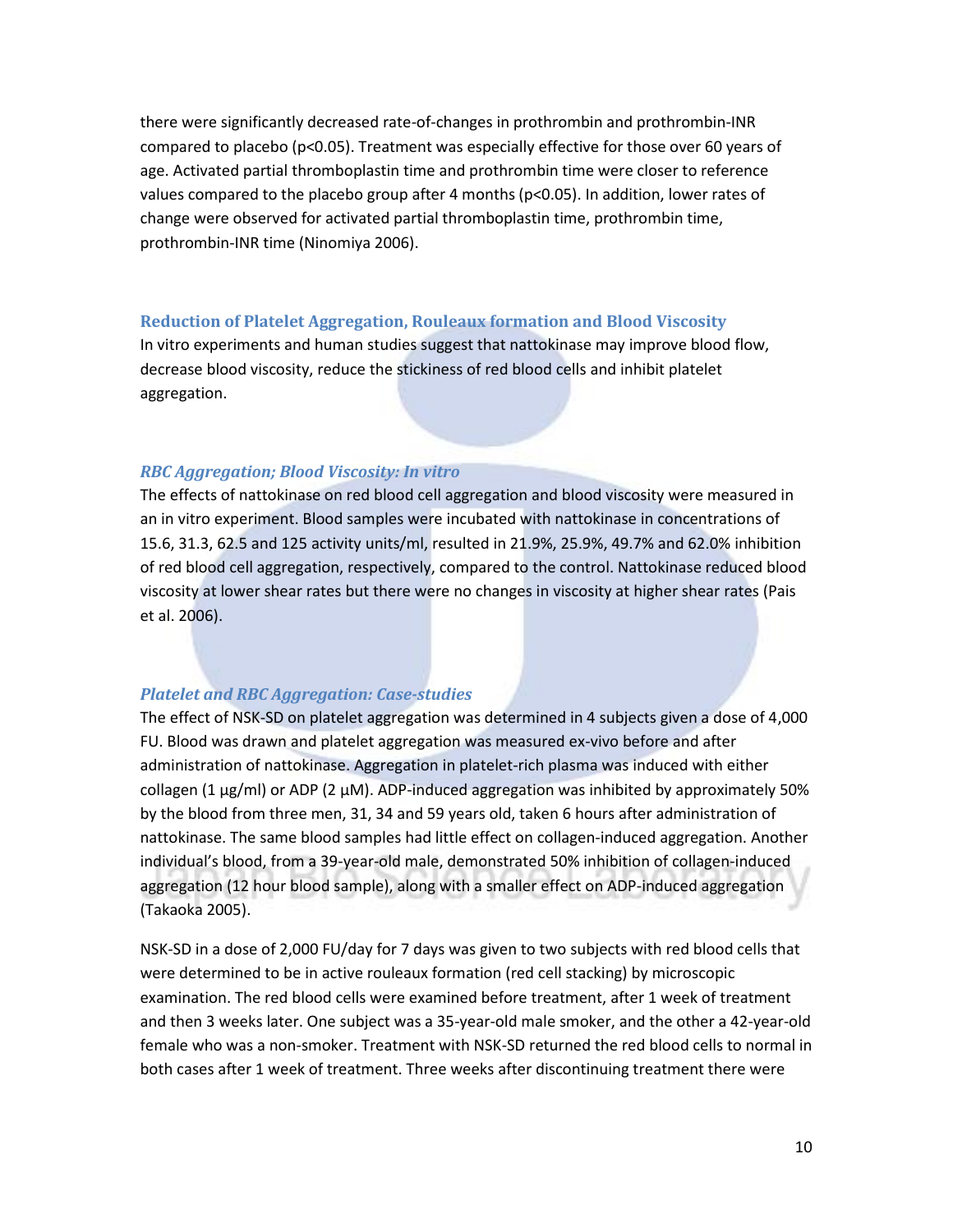there were significantly decreased rate-of-changes in prothrombin and prothrombin-INR compared to placebo ($p<0.05$). Treatment was especially effective for those over 60 years of age. Activated partial thromboplastin time and prothrombin time were closer to reference values compared to the placebo group after 4 months ($p<0.05$). In addition, lower rates of change were observed for activated partial thromboplastin time, prothrombin time, prothrombin-INR time (Ninomiya 2006).

## Reduction of Platelet Aggregation, Rouleaux formation and Blood Viscosity

In vitro experiments and human studies suggest that nattokinase may improve blood flow, decrease blood viscosity, reduce the stickiness of red blood cells and inhibit platelet aggregation.

### *RBC Aggregation; Blood Viscosity: In vitro*

The effects of nattokinase on red blood cell aggregation and blood viscosity were measured in an in vitro experiment. Blood samples were incubated with nattokinase in concentrations of 15.6, 31.3, 62.5 and 125 activity units/ml, resulted in 21.9%, 25.9%, 49.7% and 62.0% inhibition of red blood cell aggregation, respectively, compared to the control. Nattokinase reduced blood viscosity at lower shear rates but there were no changes in viscosity at higher shear rates (Pais et al. 2006).

### *Platelet and RBC Aggregation: Case-studies*

The effect of NSK-SD on platelet aggregation was determined in 4 subjects given a dose of 4,000 FU. Blood was drawn and platelet aggregation was measured ex-vivo before and after administration of nattokinase. Aggregation in platelet-rich plasma was induced with either collagen (1 µg/ml) or ADP (2 µM). ADP-induced aggregation was inhibited by approximately 50% by the blood from three men, 31, 34 and 59 years old, taken 6 hours after administration of nattokinase. The same blood samples had little effect on collagen-induced aggregation. Another individual's blood, from a 39-year-old male, demonstrated 50% inhibition of collagen-induced aggregation (12 hour blood sample), along with a smaller effect on ADP-induced aggregation (Takaoka 2005).

NSK-SD in a dose of 2,000 FU/day for 7 days was given to two subjects with red blood cells that were determined to be in active rouleaux formation (red cell stacking) by microscopic examination. The red blood cells were examined before treatment, after 1 week of treatment and then 3 weeks later. One subject was a 35-year-old male smoker, and the other a 42-year-old female who was a non-smoker. Treatment with NSK-SD returned the red blood cells to normal in both cases after 1 week of treatment. Three weeks after discontinuing treatment there were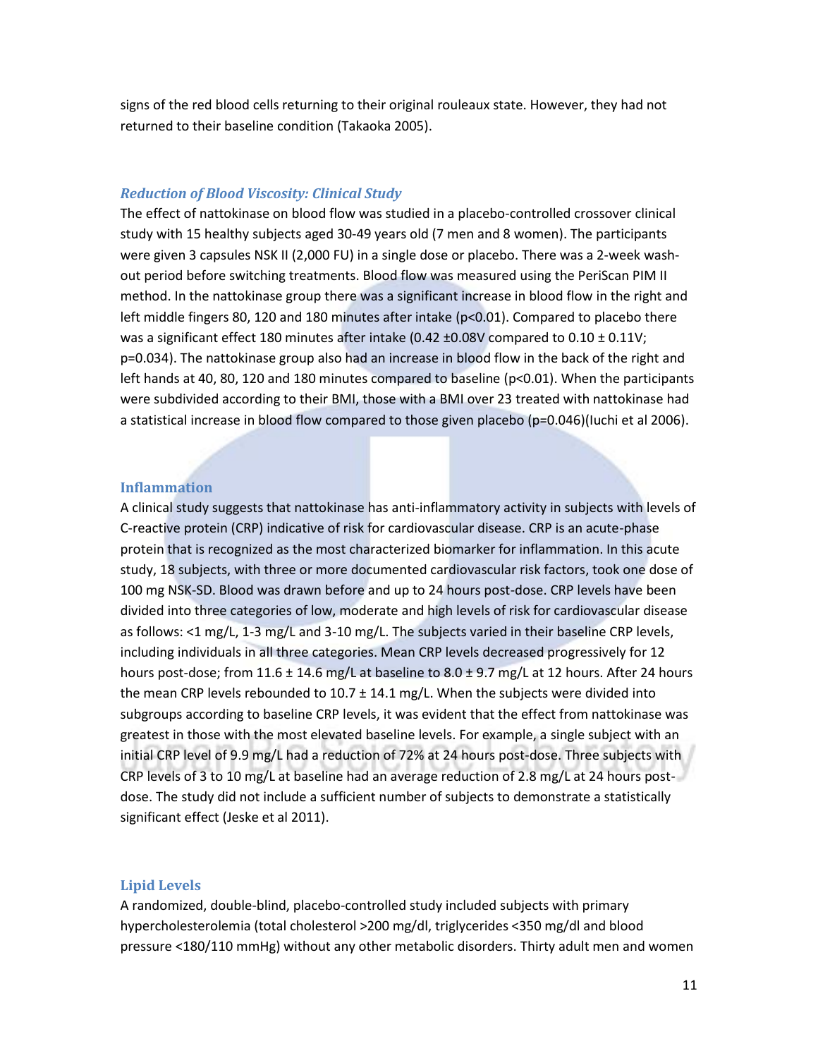signs of the red blood cells returning to their original rouleaux state. However, they had not returned to their baseline condition (Takaoka 2005).

### *Reduction of Blood Viscosity: Clinical Study*

The effect of nattokinase on blood flow was studied in a placebo-controlled crossover clinical study with 15 healthy subjects aged 30-49 years old (7 men and 8 women). The participants were given 3 capsules NSK II (2,000 FU) in a single dose or placebo. There was a 2-week wash-out period before switching treatments. Blood flow was measured using the PeriScan PIM II method. In the nattokinase group there was a significant increase in blood flow in the right and left middle fingers 80, 120 and 180 minutes after intake ($p<0.01$). Compared to placebo there was a significant effect 180 minutes after intake (0.42 ±0.08V compared to 0.10 ± 0.11V; $p=0.034$). The nattokinase group also had an increase in blood flow in the back of the right and left hands at 40, 80, 120 and 180 minutes compared to baseline ($p<0.01$). When the participants were subdivided according to their BMI, those with a BMI over 23 treated with nattokinase had a statistical increase in blood flow compared to those given placebo ($p=0.046$)(Iuchi et al 2006).

### Inflammation

A clinical study suggests that nattokinase has anti-inflammatory activity in subjects with levels of C-reactive protein (CRP) indicative of risk for cardiovascular disease. CRP is an acute-phase protein that is recognized as the most characterized biomarker for inflammation. In this acute study, 18 subjects, with three or more documented cardiovascular risk factors, took one dose of 100 mg NSK-SD. Blood was drawn before and up to 24 hours post-dose. CRP levels have been divided into three categories of low, moderate and high levels of risk for cardiovascular disease as follows: <1 mg/L, 1-3 mg/L and 3-10 mg/L. The subjects varied in their baseline CRP levels, including individuals in all three categories. Mean CRP levels decreased progressively for 12 hours post-dose; from 11.6 ± 14.6 mg/L at baseline to 8.0 ± 9.7 mg/L at 12 hours. After 24 hours the mean CRP levels rebounded to 10.7 ± 14.1 mg/L. When the subjects were divided into subgroups according to baseline CRP levels, it was evident that the effect from nattokinase was greatest in those with the most elevated baseline levels. For example, a single subject with an initial CRP level of 9.9 mg/L had a reduction of 72% at 24 hours post-dose. Three subjects with CRP levels of 3 to 10 mg/L at baseline had an average reduction of 2.8 mg/L at 24 hours post-dose. The study did not include a sufficient number of subjects to demonstrate a statistically significant effect (Jeske et al 2011).

### Lipid Levels

A randomized, double-blind, placebo-controlled study included subjects with primary hypercholesterolemia (total cholesterol >200 mg/dl, triglycerides <350 mg/dl and blood pressure <180/110 mmHg) without any other metabolic disorders. Thirty adult men and women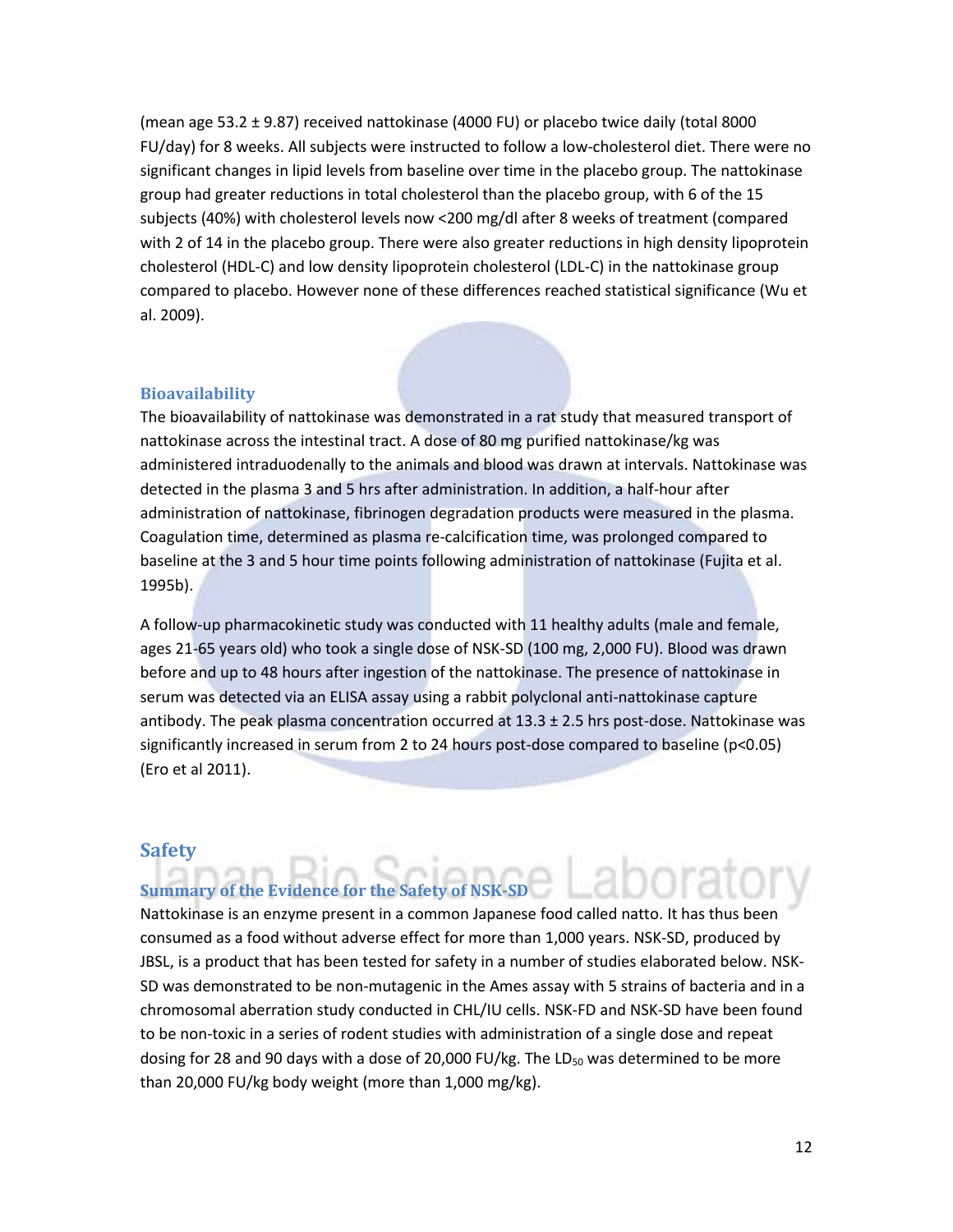(mean age 53.2 ± 9.87) received nattokinase (4000 FU) or placebo twice daily (total 8000 FU/day) for 8 weeks. All subjects were instructed to follow a low-cholesterol diet. There were no significant changes in lipid levels from baseline over time in the placebo group. The nattokinase group had greater reductions in total cholesterol than the placebo group, with 6 of the 15 subjects (40%) with cholesterol levels now <200 mg/dl after 8 weeks of treatment (compared with 2 of 14 in the placebo group. There were also greater reductions in high density lipoprotein cholesterol (HDL-C) and low density lipoprotein cholesterol (LDL-C) in the nattokinase group compared to placebo. However none of these differences reached statistical significance (Wu et al. 2009).

### Bioavailability

The bioavailability of nattokinase was demonstrated in a rat study that measured transport of nattokinase across the intestinal tract. A dose of 80 mg purified nattokinase/kg was administered intraduodenally to the animals and blood was drawn at intervals. Nattokinase was detected in the plasma 3 and 5 hrs after administration. In addition, a half-hour after administration of nattokinase, fibrinogen degradation products were measured in the plasma. Coagulation time, determined as plasma re-calcification time, was prolonged compared to baseline at the 3 and 5 hour time points following administration of nattokinase (Fujita et al. 1995b).

A follow-up pharmacokinetic study was conducted with 11 healthy adults (male and female, ages 21-65 years old) who took a single dose of NSK-SD (100 mg, 2,000 FU). Blood was drawn before and up to 48 hours after ingestion of the nattokinase. The presence of nattokinase in serum was detected via an ELISA assay using a rabbit polyclonal anti-nattokinase capture antibody. The peak plasma concentration occurred at 13.3 ± 2.5 hrs post-dose. Nattokinase was significantly increased in serum from 2 to 24 hours post-dose compared to baseline ($p<0.05$) (Ero et al 2011).

## Safety

### Summary of the Evidence for the Safety of NSK-SD

Nattokinase is an enzyme present in a common Japanese food called natto. It has thus been consumed as a food without adverse effect for more than 1,000 years. NSK-SD, produced by JBSL, is a product that has been tested for safety in a number of studies elaborated below. NSK-SD was demonstrated to be non-mutagenic in the Ames assay with 5 strains of bacteria and in a chromosomal aberration study conducted in CHL/IU cells. NSK-FD and NSK-SD have been found to be non-toxic in a series of rodent studies with administration of a single dose and repeat dosing for 28 and 90 days with a dose of 20,000 FU/kg. The $LD_{50}$ was determined to be more than 20,000 FU/kg body weight (more than 1,000 mg/kg).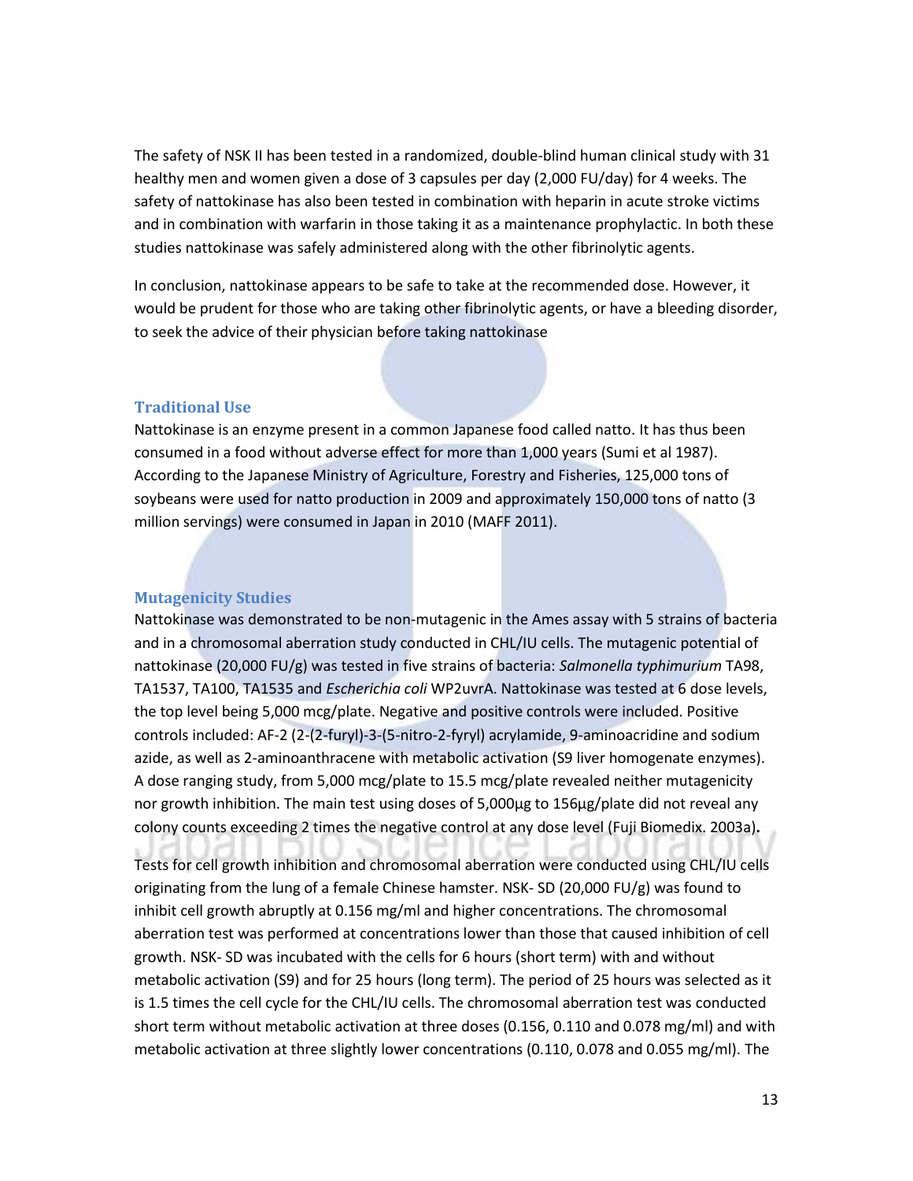The safety of NSK II has been tested in a randomized, double-blind human clinical study with 31 healthy men and women given a dose of 3 capsules per day (2,000 FU/day) for 4 weeks. The safety of nattokinase has also been tested in combination with heparin in acute stroke victims and in combination with warfarin in those taking it as a maintenance prophylactic. In both these studies nattokinase was safely administered along with the other fibrinolytic agents.

In conclusion, nattokinase appears to be safe to take at the recommended dose. However, it would be prudent for those who are taking other fibrinolytic agents, or have a bleeding disorder, to seek the advice of their physician before taking nattokinase

### Traditional Use

Nattokinase is an enzyme present in a common Japanese food called natto. It has thus been consumed in a food without adverse effect for more than 1,000 years (Sumi et al 1987). According to the Japanese Ministry of Agriculture, Forestry and Fisheries, 125,000 tons of soybeans were used for natto production in 2009 and approximately 150,000 tons of natto (3 million servings) were consumed in Japan in 2010 (MAFF 2011).

### Mutagenicity Studies

Nattokinase was demonstrated to be non-mutagenic in the Ames assay with 5 strains of bacteria and in a chromosomal aberration study conducted in CHL/IU cells. The mutagenic potential of nattokinase (20,000 FU/g) was tested in five strains of bacteria: *Salmonella typhimurium* TA98, TA1537, TA100, TA1535 and *Escherichia coli* WP2uvrA. Nattokinase was tested at 6 dose levels, the top level being 5,000 mcg/plate. Negative and positive controls were included. Positive controls included: AF-2 (2-(2-furyl)-3-(5-nitro-2-fyryl) acrylamide, 9-aminoacridine and sodium azide, as well as 2-aminoanthracene with metabolic activation (S9 liver homogenate enzymes). A dose ranging study, from 5,000 mcg/plate to 15.5 mcg/plate revealed neither mutagenicity nor growth inhibition. The main test using doses of 5,000µg to 156µg/plate did not reveal any colony counts exceeding 2 times the negative control at any dose level (Fuji Biomedix. 2003a).

Tests for cell growth inhibition and chromosomal aberration were conducted using CHL/IU cells originating from the lung of a female Chinese hamster. NSK- SD (20,000 FU/g) was found to inhibit cell growth abruptly at 0.156 mg/ml and higher concentrations. The chromosomal aberration test was performed at concentrations lower than those that caused inhibition of cell growth. NSK- SD was incubated with the cells for 6 hours (short term) with and without metabolic activation (S9) and for 25 hours (long term). The period of 25 hours was selected as it is 1.5 times the cell cycle for the CHL/IU cells. The chromosomal aberration test was conducted short term without metabolic activation at three doses (0.156, 0.110 and 0.078 mg/ml) and with metabolic activation at three slightly lower concentrations (0.110, 0.078 and 0.055 mg/ml). The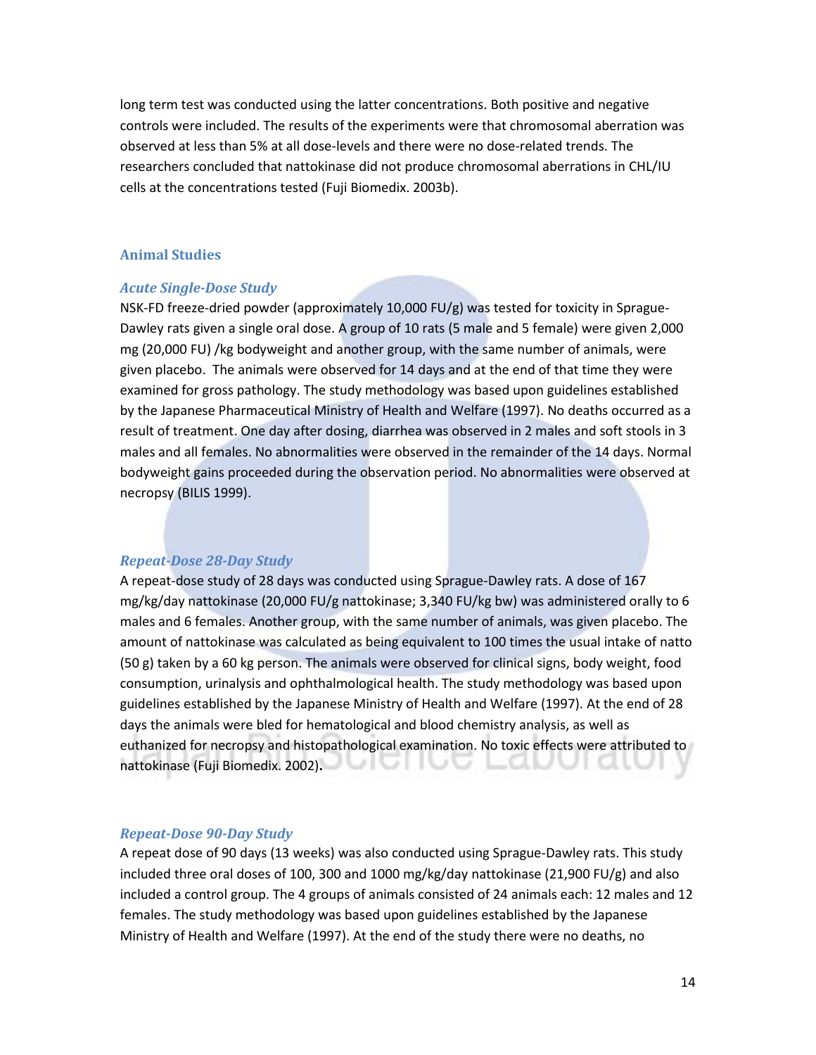long term test was conducted using the latter concentrations. Both positive and negative controls were included. The results of the experiments were that chromosomal aberration was observed at less than 5% at all dose-levels and there were no dose-related trends. The researchers concluded that nattokinase did not produce chromosomal aberrations in CHL/IU cells at the concentrations tested (Fuji Biomedix. 2003b).

## Animal Studies

### *Acute Single-Dose Study*

NSK-FD freeze-dried powder (approximately 10,000 FU/g) was tested for toxicity in Sprague-Dawley rats given a single oral dose. A group of 10 rats (5 male and 5 female) were given 2,000 mg (20,000 FU) /kg bodyweight and another group, with the same number of animals, were given placebo. The animals were observed for 14 days and at the end of that time they were examined for gross pathology. The study methodology was based upon guidelines established by the Japanese Pharmaceutical Ministry of Health and Welfare (1997). No deaths occurred as a result of treatment. One day after dosing, diarrhea was observed in 2 males and soft stools in 3 males and all females. No abnormalities were observed in the remainder of the 14 days. Normal bodyweight gains proceeded during the observation period. No abnormalities were observed at necropsy (BILIS 1999).

### *Repeat-Dose 28-Day Study*

A repeat-dose study of 28 days was conducted using Sprague-Dawley rats. A dose of 167 mg/kg/day nattokinase (20,000 FU/g nattokinase; 3,340 FU/kg bw) was administered orally to 6 males and 6 females. Another group, with the same number of animals, was given placebo. The amount of nattokinase was calculated as being equivalent to 100 times the usual intake of natto (50 g) taken by a 60 kg person. The animals were observed for clinical signs, body weight, food consumption, urinalysis and ophthalmological health. The study methodology was based upon guidelines established by the Japanese Ministry of Health and Welfare (1997). At the end of 28 days the animals were bled for hematological and blood chemistry analysis, as well as euthanized for necropsy and histopathological examination. No toxic effects were attributed to nattokinase (Fuji Biomedix. 2002).

### *Repeat-Dose 90-Day Study*

A repeat dose of 90 days (13 weeks) was also conducted using Sprague-Dawley rats. This study included three oral doses of 100, 300 and 1000 mg/kg/day nattokinase (21,900 FU/g) and also included a control group. The 4 groups of animals consisted of 24 animals each: 12 males and 12 females. The study methodology was based upon guidelines established by the Japanese Ministry of Health and Welfare (1997). At the end of the study there were no deaths, no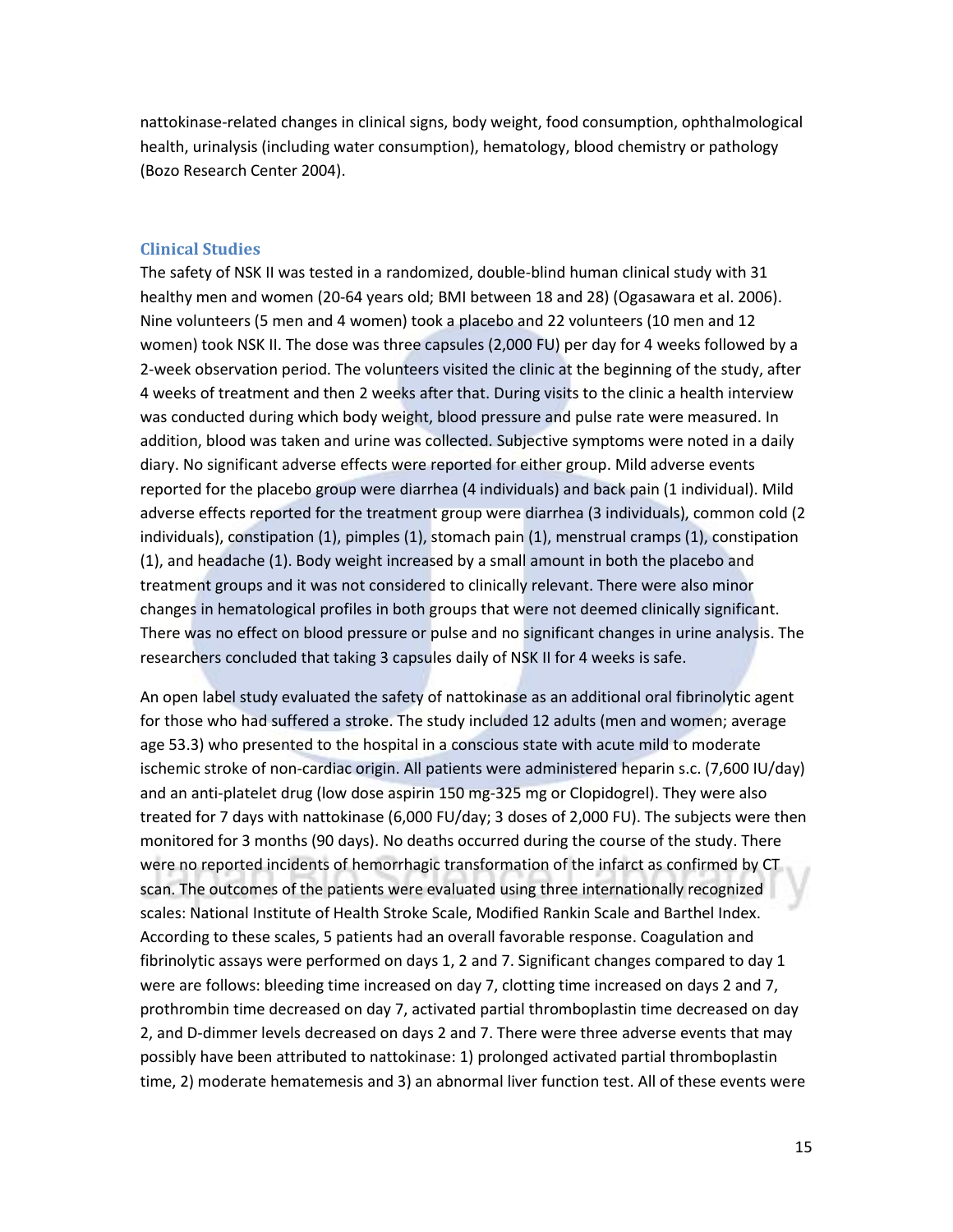nattokinase-related changes in clinical signs, body weight, food consumption, ophthalmological health, urinalysis (including water consumption), hematology, blood chemistry or pathology (Bozo Research Center 2004).

### Clinical Studies

The safety of NSK II was tested in a randomized, double-blind human clinical study with 31 healthy men and women (20-64 years old; BMI between 18 and 28) (Ogasawara et al. 2006). Nine volunteers (5 men and 4 women) took a placebo and 22 volunteers (10 men and 12 women) took NSK II. The dose was three capsules (2,000 FU) per day for 4 weeks followed by a 2-week observation period. The volunteers visited the clinic at the beginning of the study, after 4 weeks of treatment and then 2 weeks after that. During visits to the clinic a health interview was conducted during which body weight, blood pressure and pulse rate were measured. In addition, blood was taken and urine was collected. Subjective symptoms were noted in a daily diary. No significant adverse effects were reported for either group. Mild adverse events reported for the placebo group were diarrhea (4 individuals) and back pain (1 individual). Mild adverse effects reported for the treatment group were diarrhea (3 individuals), common cold (2 individuals), constipation (1), pimples (1), stomach pain (1), menstrual cramps (1), constipation (1), and headache (1). Body weight increased by a small amount in both the placebo and treatment groups and it was not considered to clinically relevant. There were also minor changes in hematological profiles in both groups that were not deemed clinically significant. There was no effect on blood pressure or pulse and no significant changes in urine analysis. The researchers concluded that taking 3 capsules daily of NSK II for 4 weeks is safe.

An open label study evaluated the safety of nattokinase as an additional oral fibrinolytic agent for those who had suffered a stroke. The study included 12 adults (men and women; average age 53.3) who presented to the hospital in a conscious state with acute mild to moderate ischemic stroke of non-cardiac origin. All patients were administered heparin s.c. (7,600 IU/day) and an anti-platelet drug (low dose aspirin 150 mg-325 mg or Clopidogrel). They were also treated for 7 days with nattokinase (6,000 FU/day; 3 doses of 2,000 FU). The subjects were then monitored for 3 months (90 days). No deaths occurred during the course of the study. There were no reported incidents of hemorrhagic transformation of the infarct as confirmed by CT scan. The outcomes of the patients were evaluated using three internationally recognized scales: National Institute of Health Stroke Scale, Modified Rankin Scale and Barthel Index. According to these scales, 5 patients had an overall favorable response. Coagulation and fibrinolytic assays were performed on days 1, 2 and 7. Significant changes compared to day 1 were are follows: bleeding time increased on day 7, clotting time increased on days 2 and 7, prothrombin time decreased on day 7, activated partial thromboplastin time decreased on day 2, and D-dimmer levels decreased on days 2 and 7. There were three adverse events that may possibly have been attributed to nattokinase: 1) prolonged activated partial thromboplastin time, 2) moderate hematemesis and 3) an abnormal liver function test. All of these events were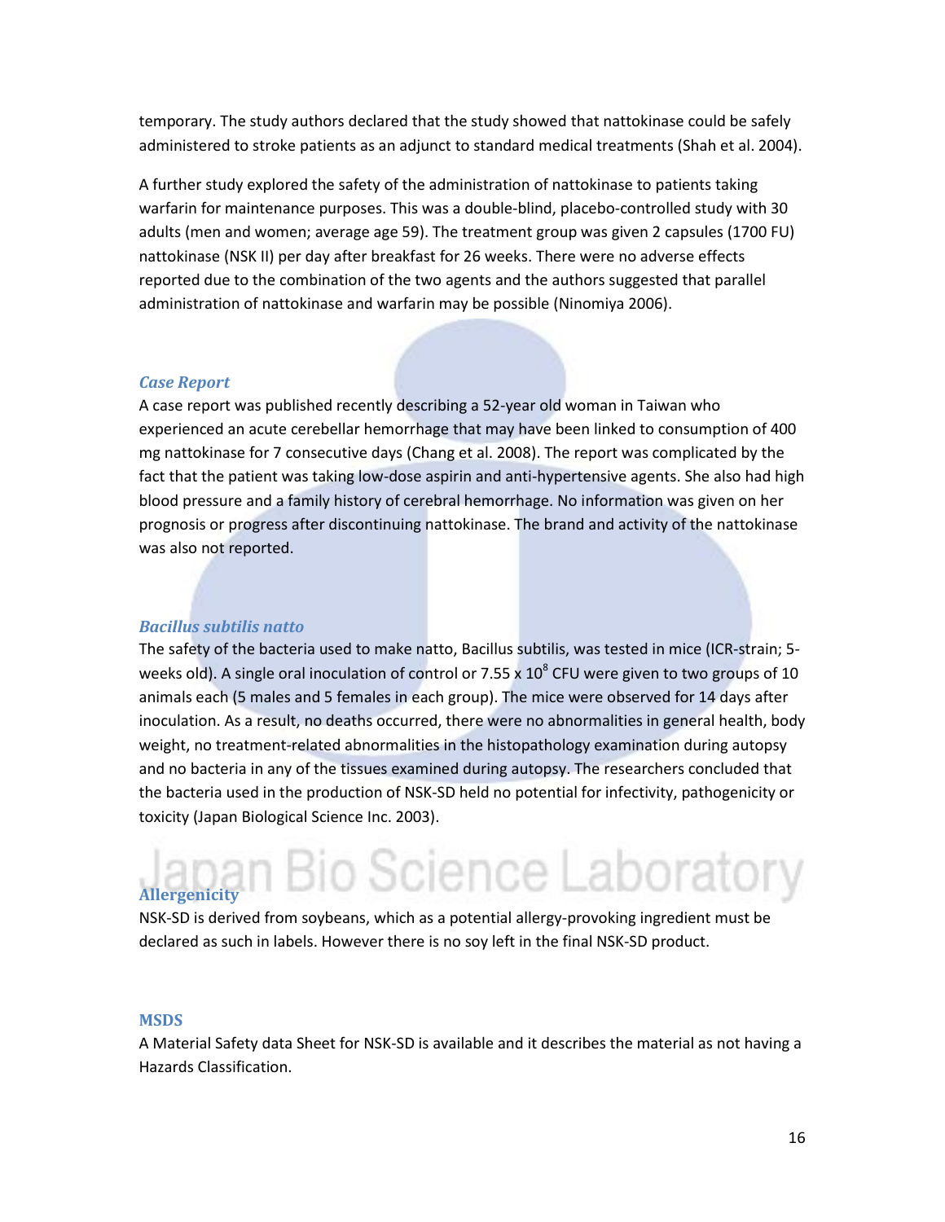temporary. The study authors declared that the study showed that nattokinase could be safely administered to stroke patients as an adjunct to standard medical treatments (Shah et al. 2004).

A further study explored the safety of the administration of nattokinase to patients taking warfarin for maintenance purposes. This was a double-blind, placebo-controlled study with 30 adults (men and women; average age 59). The treatment group was given 2 capsules (1700 FU) nattokinase (NSK II) per day after breakfast for 26 weeks. There were no adverse effects reported due to the combination of the two agents and the authors suggested that parallel administration of nattokinase and warfarin may be possible (Ninomiya 2006).

### *Case Report*

A case report was published recently describing a 52-year old woman in Taiwan who experienced an acute cerebellar hemorrhage that may have been linked to consumption of 400 mg nattokinase for 7 consecutive days (Chang et al. 2008). The report was complicated by the fact that the patient was taking low-dose aspirin and anti-hypertensive agents. She also had high blood pressure and a family history of cerebral hemorrhage. No information was given on her prognosis or progress after discontinuing nattokinase. The brand and activity of the nattokinase was also not reported.

### *Bacillus subtilis natto*

The safety of the bacteria used to make natto, Bacillus subtilis, was tested in mice (ICR-strain; 5-weeks old). A single oral inoculation of control or $7.55 \times 10^8$ CFU were given to two groups of 10 animals each (5 males and 5 females in each group). The mice were observed for 14 days after inoculation. As a result, no deaths occurred, there were no abnormalities in general health, body weight, no treatment-related abnormalities in the histopathology examination during autopsy and no bacteria in any of the tissues examined during autopsy. The researchers concluded that the bacteria used in the production of NSK-SD held no potential for infectivity, pathogenicity or toxicity (Japan Biological Science Inc. 2003).

### Allergenicity

NSK-SD is derived from soybeans, which as a potential allergy-provoking ingredient must be declared as such in labels. However there is no soy left in the final NSK-SD product.

### MSDS

A Material Safety data Sheet for NSK-SD is available and it describes the material as not having a Hazards Classification.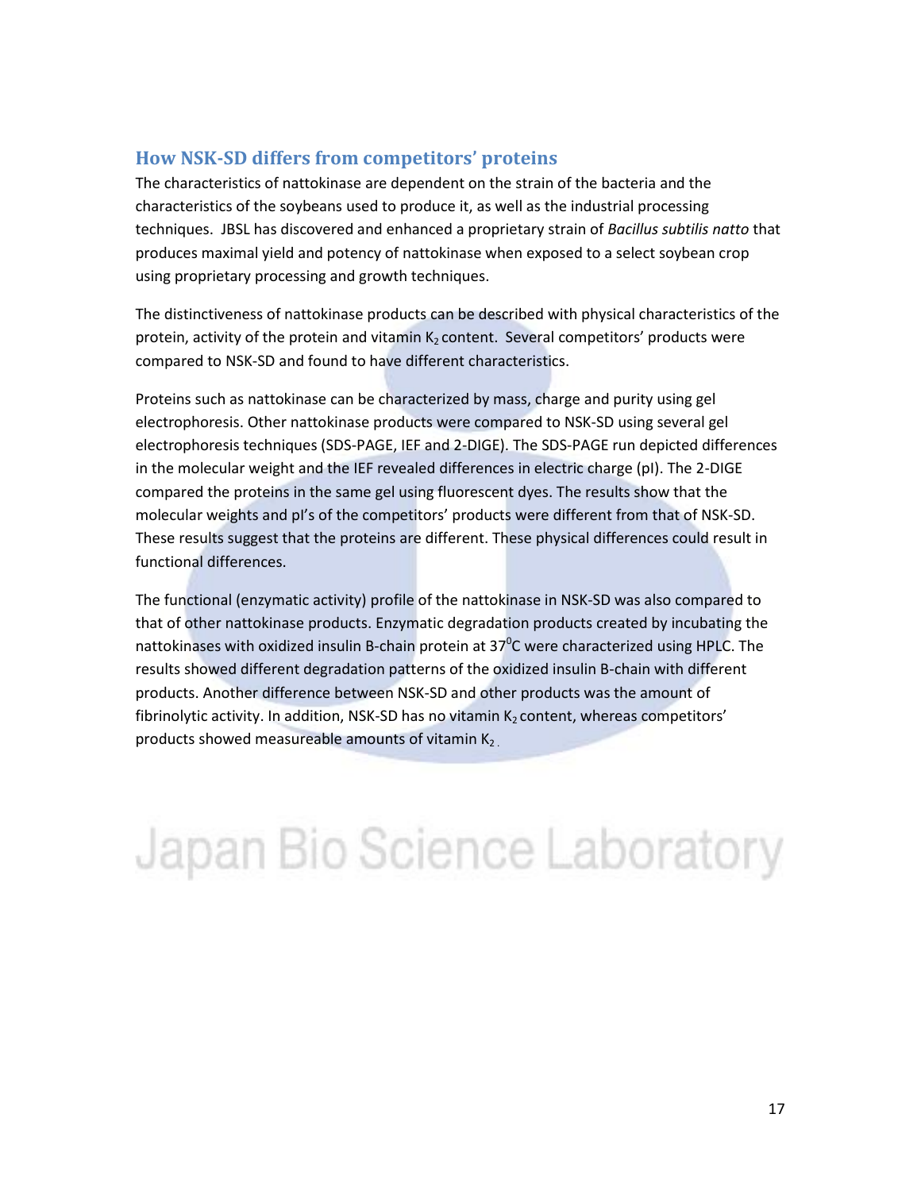## How NSK-SD differs from competitors' proteins

The characteristics of nattokinase are dependent on the strain of the bacteria and the characteristics of the soybeans used to produce it, as well as the industrial processing techniques. JBSL has discovered and enhanced a proprietary strain of *Bacillus subtilis natto* that produces maximal yield and potency of nattokinase when exposed to a select soybean crop using proprietary processing and growth techniques.

The distinctiveness of nattokinase products can be described with physical characteristics of the protein, activity of the protein and vitamin $K_2$ content. Several competitors' products were compared to NSK-SD and found to have different characteristics.

Proteins such as nattokinase can be characterized by mass, charge and purity using gel electrophoresis. Other nattokinase products were compared to NSK-SD using several gel electrophoresis techniques (SDS-PAGE, IEF and 2-DIGE). The SDS-PAGE run depicted differences in the molecular weight and the IEF revealed differences in electric charge (pI). The 2-DIGE compared the proteins in the same gel using fluorescent dyes. The results show that the molecular weights and pI's of the competitors' products were different from that of NSK-SD. These results suggest that the proteins are different. These physical differences could result in functional differences.

The functional (enzymatic activity) profile of the nattokinase in NSK-SD was also compared to that of other nattokinase products. Enzymatic degradation products created by incubating the nattokinases with oxidized insulin B-chain protein at $37^0$C were characterized using HPLC. The results showed different degradation patterns of the oxidized insulin B-chain with different products. Another difference between NSK-SD and other products was the amount of fibrinolytic activity. In addition, NSK-SD has no vitamin $K_2$ content, whereas competitors' products showed measureable amounts of vitamin $K_2$.

Japan Bio Science Laboratory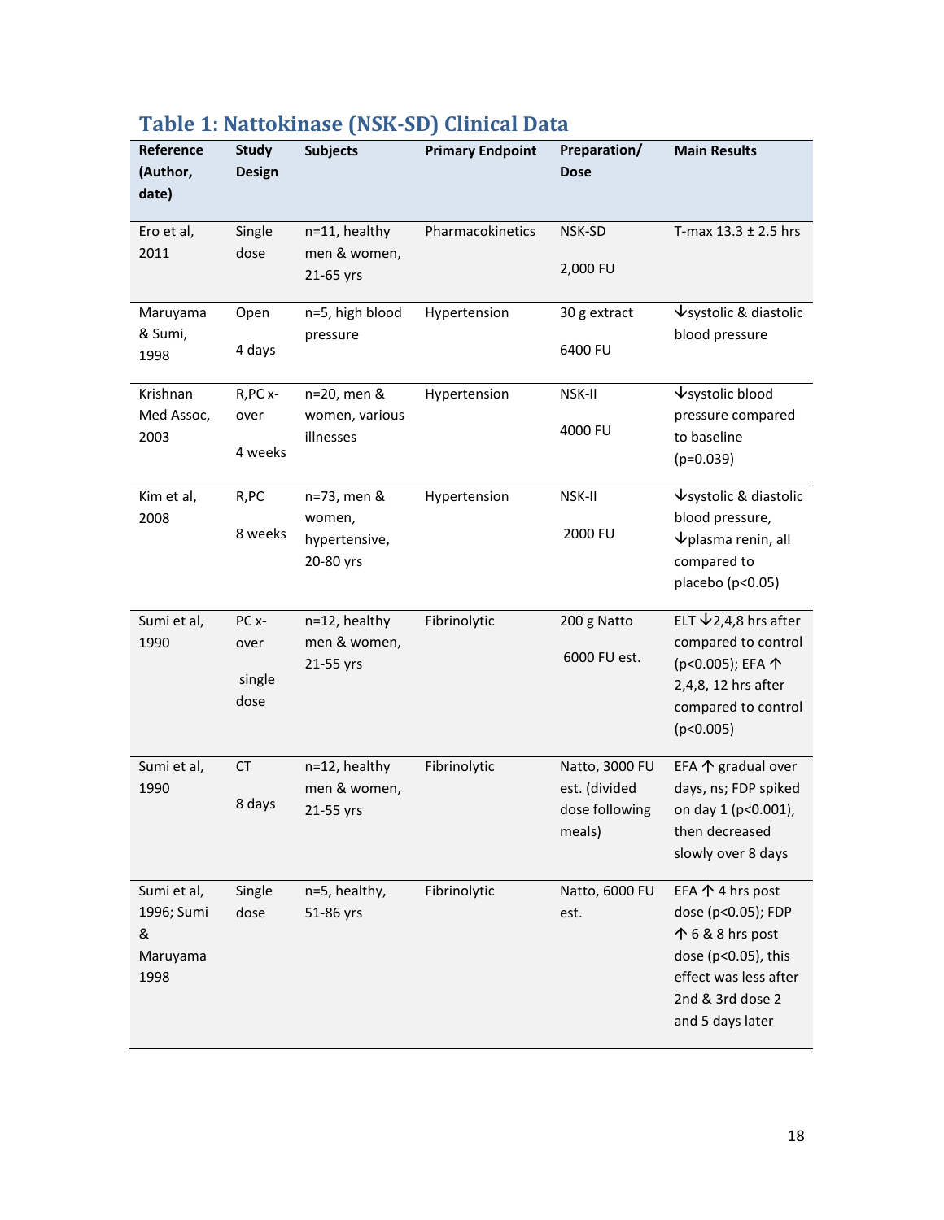## Table 1: Nattokinase (NSK-SD) Clinical Data

| Reference (Author, date) | Study Design | Subjects | Primary Endpoint | Preparation/ Dose | Main Results |
|---|---|---|---|---|---|
| Ero et al, 2011 | Single dose | n=11, healthy men & women, 21-65 yrs | Pharmacokinetics | NSK-SD 2,000 FU | T-max 13.3 ± 2.5 hrs |
| Maruyama & Sumi, 1998 | Open 4 days | n=5, high blood pressure | Hypertension | 30 g extract 6400 FU | ↓systolic & diastolic blood pressure |
| Krishnan Med Assoc, 2003 | R,PC x-over 4 weeks | n=20, men & women, various illnesses | Hypertension | NSK-II 4000 FU | ↓systolic blood pressure compared to baseline (p=0.039) |
| Kim et al, 2008 | R,PC 8 weeks | n=73, men & women, hypertensive, 20-80 yrs | Hypertension | NSK-II 2000 FU | ↓systolic & diastolic blood pressure, ↓plasma renin, all compared to placebo (p<0.05) |
| Sumi et al, 1990 | PC x-over single dose | n=12, healthy men & women, 21-55 yrs | Fibrinolytic | 200 g Natto 6000 FU est. | ELT ↓2,4,8 hrs after compared to control (p<0.005); EFA ↑ 2,4,8, 12 hrs after compared to control (p<0.005) |
| Sumi et al, 1990 | CT 8 days | n=12, healthy men & women, 21-55 yrs | Fibrinolytic | Natto, 3000 FU est. (divided dose following meals) | EFA ↑ gradual over days, ns; FDP spiked on day 1 (p<0.001), then decreased slowly over 8 days |
| Sumi et al, 1996; Sumi & Maruyama 1998 | Single dose | n=5, healthy, 51-86 yrs | Fibrinolytic | Natto, 6000 FU est. | EFA ↑ 4 hrs post dose (p<0.05); FDP ↑ 6 & 8 hrs post dose (p<0.05), this effect was less after 2nd & 3rd dose 2 and 5 days later |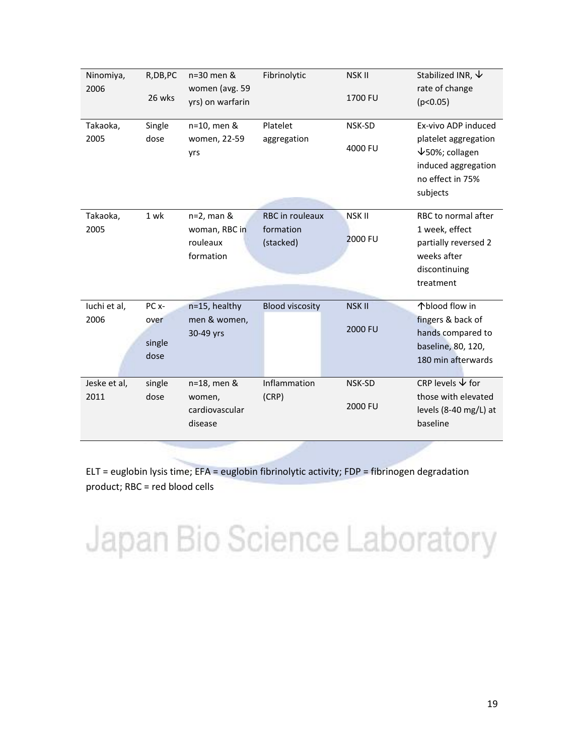| | | | | | |
|---|---|---|---|---|---|
| Ninomiya, 2006 | R,DB,PC 26 wks | n=30 men & women (avg. 59 yrs) on warfarin | Fibrinolytic | NSK II 1700 FU | Stabilized INR, ↓ rate of change ($p<0.05$) |
| Takaoka, 2005 | Single dose | n=10, men & women, 22-59 yrs | Platelet aggregation | NSK-SD 4000 FU | Ex-vivo ADP induced platelet aggregation ↓50%; collagen induced aggregation no effect in 75% subjects |
| Takaoka, 2005 | 1 wk | n=2, man & woman, RBC in rouleaux formation | RBC in rouleaux formation (stacked) | NSK II 2000 FU | RBC to normal after 1 week, effect partially reversed 2 weeks after discontinuing treatment |
| Iuchi et al, 2006 | PC x-over single dose | n=15, healthy men & women, 30-49 yrs | Blood viscosity | NSK II 2000 FU | ↑blood flow in fingers & back of hands compared to baseline, 80, 120, 180 min afterwards |
| Jeske et al, 2011 | single dose | n=18, men & women, cardiovascular disease | Inflammation (CRP) | NSK-SD 2000 FU | CRP levels ↓ for those with elevated levels (8-40 mg/L) at baseline |

ELT = euglobin lysis time; EFA = euglobin fibrinolytic activity; FDP = fibrinogen degradation product; RBC = red blood cells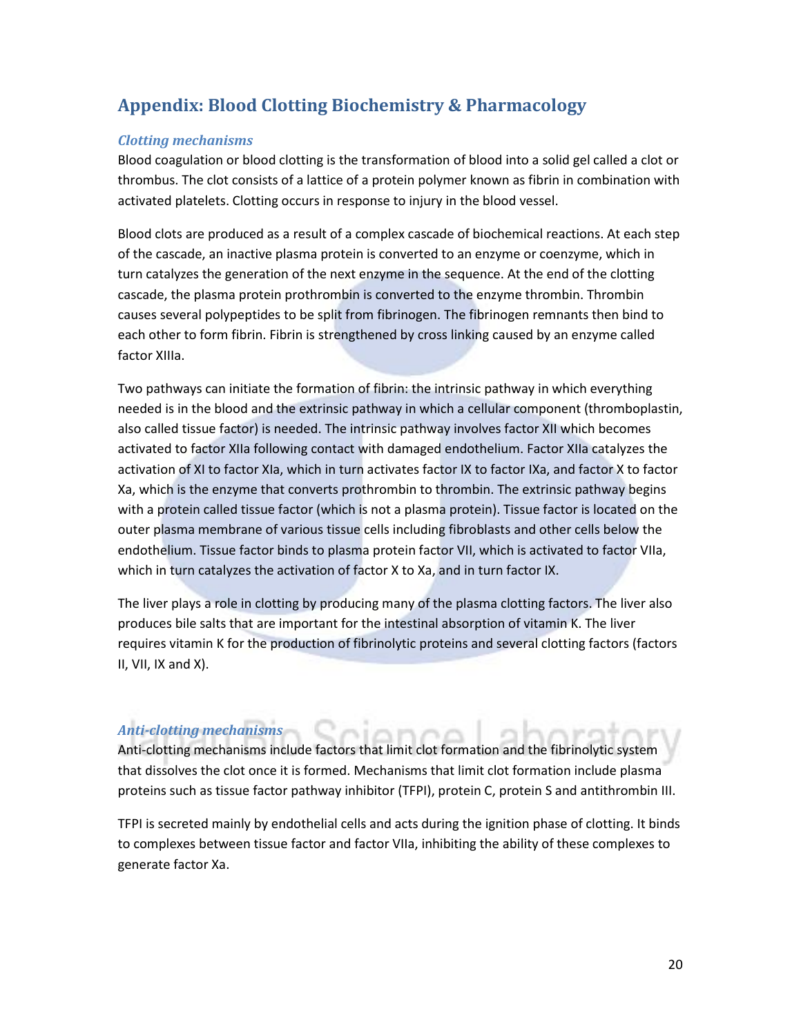## Appendix: Blood Clotting Biochemistry & Pharmacology

### *Clotting mechanisms*

Blood coagulation or blood clotting is the transformation of blood into a solid gel called a clot or thrombus. The clot consists of a lattice of a protein polymer known as fibrin in combination with activated platelets. Clotting occurs in response to injury in the blood vessel.

Blood clots are produced as a result of a complex cascade of biochemical reactions. At each step of the cascade, an inactive plasma protein is converted to an enzyme or coenzyme, which in turn catalyzes the generation of the next enzyme in the sequence. At the end of the clotting cascade, the plasma protein prothrombin is converted to the enzyme thrombin. Thrombin causes several polypeptides to be split from fibrinogen. The fibrinogen remnants then bind to each other to form fibrin. Fibrin is strengthened by cross linking caused by an enzyme called factor XIIIa.

Two pathways can initiate the formation of fibrin: the intrinsic pathway in which everything needed is in the blood and the extrinsic pathway in which a cellular component (thromboplastin, also called tissue factor) is needed. The intrinsic pathway involves factor XII which becomes activated to factor XIIa following contact with damaged endothelium. Factor XIIa catalyzes the activation of XI to factor XIa, which in turn activates factor IX to factor IXa, and factor X to factor Xa, which is the enzyme that converts prothrombin to thrombin. The extrinsic pathway begins with a protein called tissue factor (which is not a plasma protein). Tissue factor is located on the outer plasma membrane of various tissue cells including fibroblasts and other cells below the endothelium. Tissue factor binds to plasma protein factor VII, which is activated to factor VIIa, which in turn catalyzes the activation of factor X to Xa, and in turn factor IX.

The liver plays a role in clotting by producing many of the plasma clotting factors. The liver also produces bile salts that are important for the intestinal absorption of vitamin K. The liver requires vitamin K for the production of fibrinolytic proteins and several clotting factors (factors II, VII, IX and X).

### *Anti-clotting mechanisms*

Anti-clotting mechanisms include factors that limit clot formation and the fibrinolytic system that dissolves the clot once it is formed. Mechanisms that limit clot formation include plasma proteins such as tissue factor pathway inhibitor (TFPI), protein C, protein S and antithrombin III.

TFPI is secreted mainly by endothelial cells and acts during the ignition phase of clotting. It binds to complexes between tissue factor and factor VIIa, inhibiting the ability of these complexes to generate factor Xa.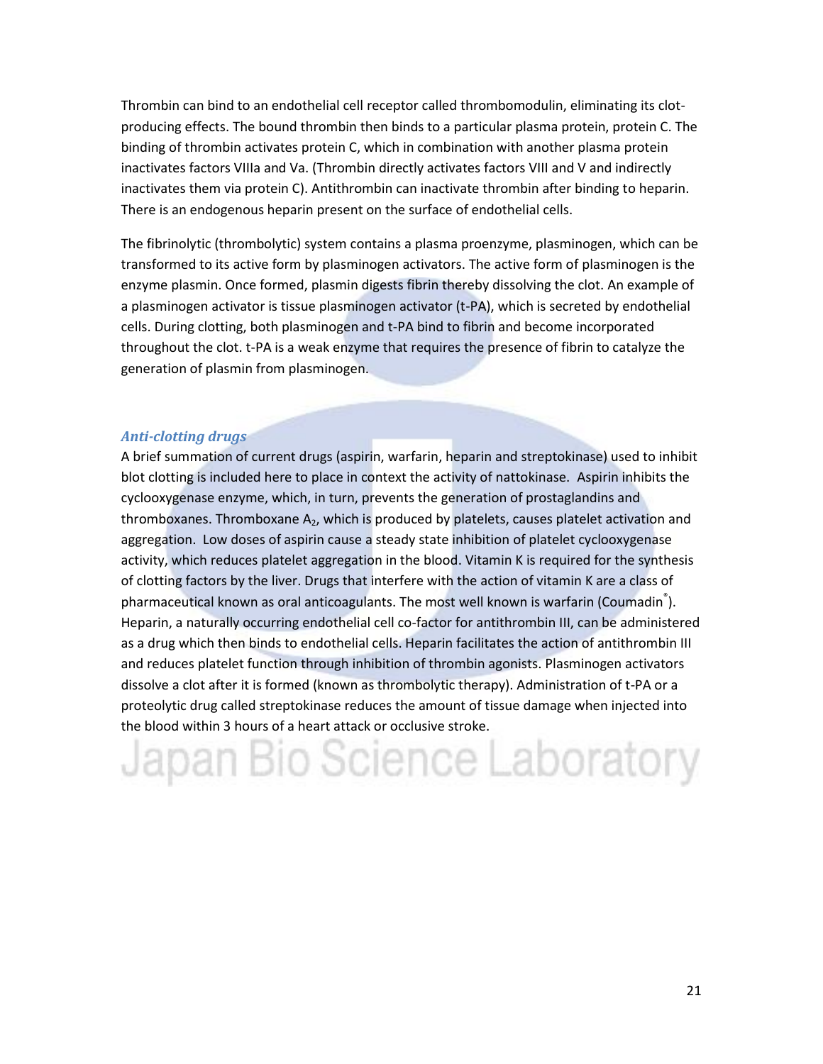Thrombin can bind to an endothelial cell receptor called thrombomodulin, eliminating its clot-producing effects. The bound thrombin then binds to a particular plasma protein, protein C. The binding of thrombin activates protein C, which in combination with another plasma protein inactivates factors VIIIa and Va. (Thrombin directly activates factors VIII and V and indirectly inactivates them via protein C). Antithrombin can inactivate thrombin after binding to heparin. There is an endogenous heparin present on the surface of endothelial cells.

The fibrinolytic (thrombolytic) system contains a plasma proenzyme, plasminogen, which can be transformed to its active form by plasminogen activators. The active form of plasminogen is the enzyme plasmin. Once formed, plasmin digests fibrin thereby dissolving the clot. An example of a plasminogen activator is tissue plasminogen activator (t-PA), which is secreted by endothelial cells. During clotting, both plasminogen and t-PA bind to fibrin and become incorporated throughout the clot. t-PA is a weak enzyme that requires the presence of fibrin to catalyze the generation of plasmin from plasminogen.

### *Anti-clotting drugs*

A brief summation of current drugs (aspirin, warfarin, heparin and streptokinase) used to inhibit blot clotting is included here to place in context the activity of nattokinase. Aspirin inhibits the cyclooxygenase enzyme, which, in turn, prevents the generation of prostaglandins and thromboxanes. Thromboxane $A_2$, which is produced by platelets, causes platelet activation and aggregation. Low doses of aspirin cause a steady state inhibition of platelet cyclooxygenase activity, which reduces platelet aggregation in the blood. Vitamin K is required for the synthesis of clotting factors by the liver. Drugs that interfere with the action of vitamin K are a class of pharmaceutical known as oral anticoagulants. The most well known is warfarin (Coumadin®). Heparin, a naturally occurring endothelial cell co-factor for antithrombin III, can be administered as a drug which then binds to endothelial cells. Heparin facilitates the action of antithrombin III and reduces platelet function through inhibition of thrombin agonists. Plasminogen activators dissolve a clot after it is formed (known as thrombolytic therapy). Administration of t-PA or a proteolytic drug called streptokinase reduces the amount of tissue damage when injected into the blood within 3 hours of a heart attack or occlusive stroke.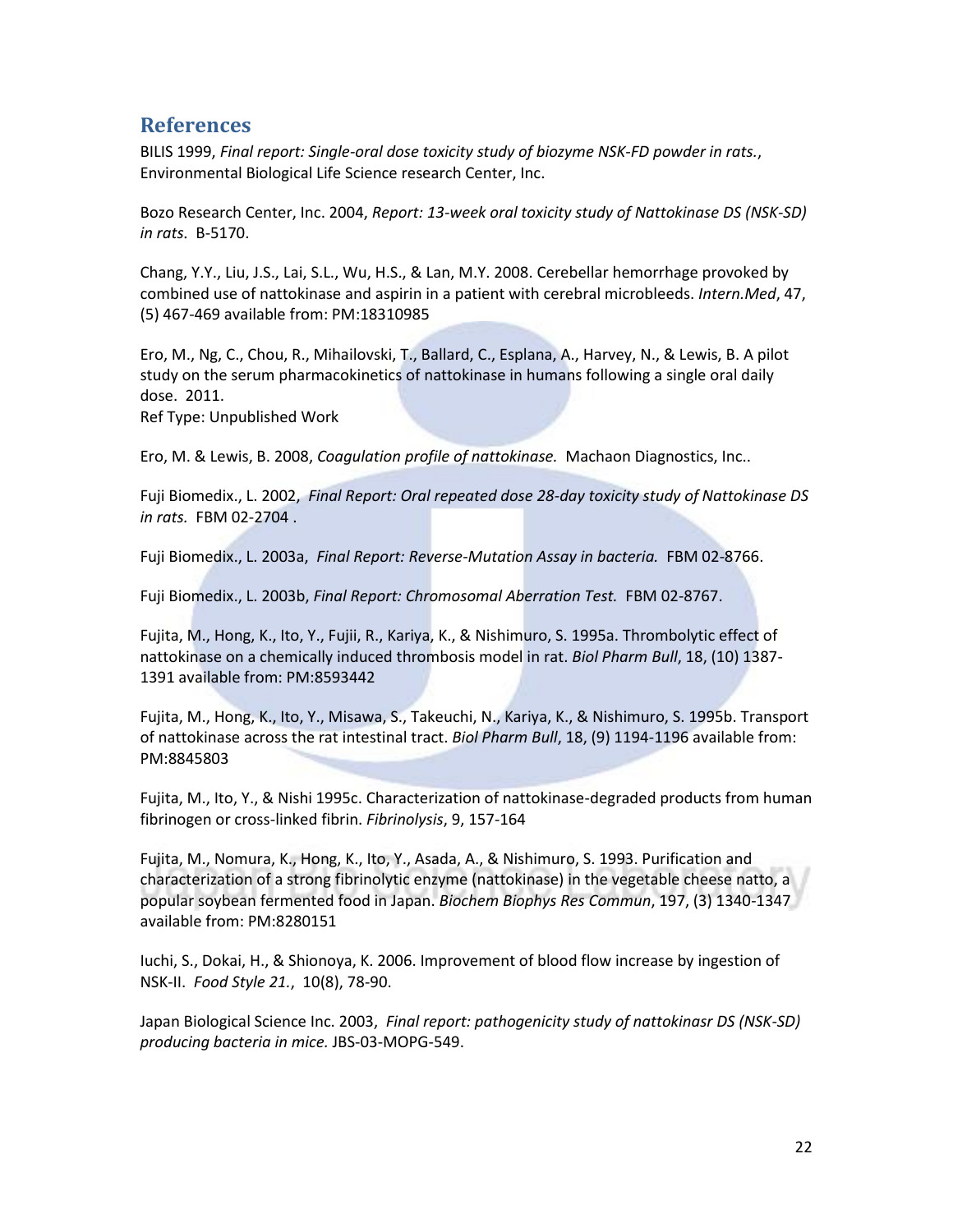## References

BILIS 1999, *Final report: Single-oral dose toxicity study of biozyme NSK-FD powder in rats.*, Environmental Biological Life Science research Center, Inc.

Bozo Research Center, Inc. 2004, *Report: 13-week oral toxicity study of Nattokinase DS (NSK-SD) in rats.* B-5170.

Chang, Y.Y., Liu, J.S., Lai, S.L., Wu, H.S., & Lan, M.Y. 2008. Cerebellar hemorrhage provoked by combined use of nattokinase and aspirin in a patient with cerebral microbleeds. *Intern.Med*, 47, (5) 467-469 available from: PM:18310985

Ero, M., Ng, C., Chou, R., Mihailovski, T., Ballard, C., Esplana, A., Harvey, N., & Lewis, B. A pilot study on the serum pharmacokinetics of nattokinase in humans following a single oral daily dose. 2011.
Ref Type: Unpublished Work

Ero, M. & Lewis, B. 2008, *Coagulation profile of nattokinase.* Machaon Diagnostics, Inc..

Fuji Biomedix., L. 2002, *Final Report: Oral repeated dose 28-day toxicity study of Nattokinase DS in rats.* FBM 02-2704 .

Fuji Biomedix., L. 2003a, *Final Report: Reverse-Mutation Assay in bacteria.* FBM 02-8766.

Fuji Biomedix., L. 2003b, *Final Report: Chromosomal Aberration Test.* FBM 02-8767.

Fujita, M., Hong, K., Ito, Y., Fujii, R., Kariya, K., & Nishimuro, S. 1995a. Thrombolytic effect of nattokinase on a chemically induced thrombosis model in rat. *Biol Pharm Bull*, 18, (10) 1387-1391 available from: PM:8593442

Fujita, M., Hong, K., Ito, Y., Misawa, S., Takeuchi, N., Kariya, K., & Nishimuro, S. 1995b. Transport of nattokinase across the rat intestinal tract. *Biol Pharm Bull*, 18, (9) 1194-1196 available from: PM:8845803

Fujita, M., Ito, Y., & Nishi 1995c. Characterization of nattokinase-degraded products from human fibrinogen or cross-linked fibrin. *Fibrinolysis*, 9, 157-164

Fujita, M., Nomura, K., Hong, K., Ito, Y., Asada, A., & Nishimuro, S. 1993. Purification and characterization of a strong fibrinolytic enzyme (nattokinase) in the vegetable cheese natto, a popular soybean fermented food in Japan. *Biochem Biophys Res Commun*, 197, (3) 1340-1347 available from: PM:8280151

Iuchi, S., Dokai, H., & Shionoya, K. 2006. Improvement of blood flow increase by ingestion of NSK-II. *Food Style 21.*, 10(8), 78-90.

Japan Biological Science Inc. 2003, *Final report: pathogenicity study of nattokinasr DS (NSK-SD) producing bacteria in mice.* JBS-03-MOPG-549.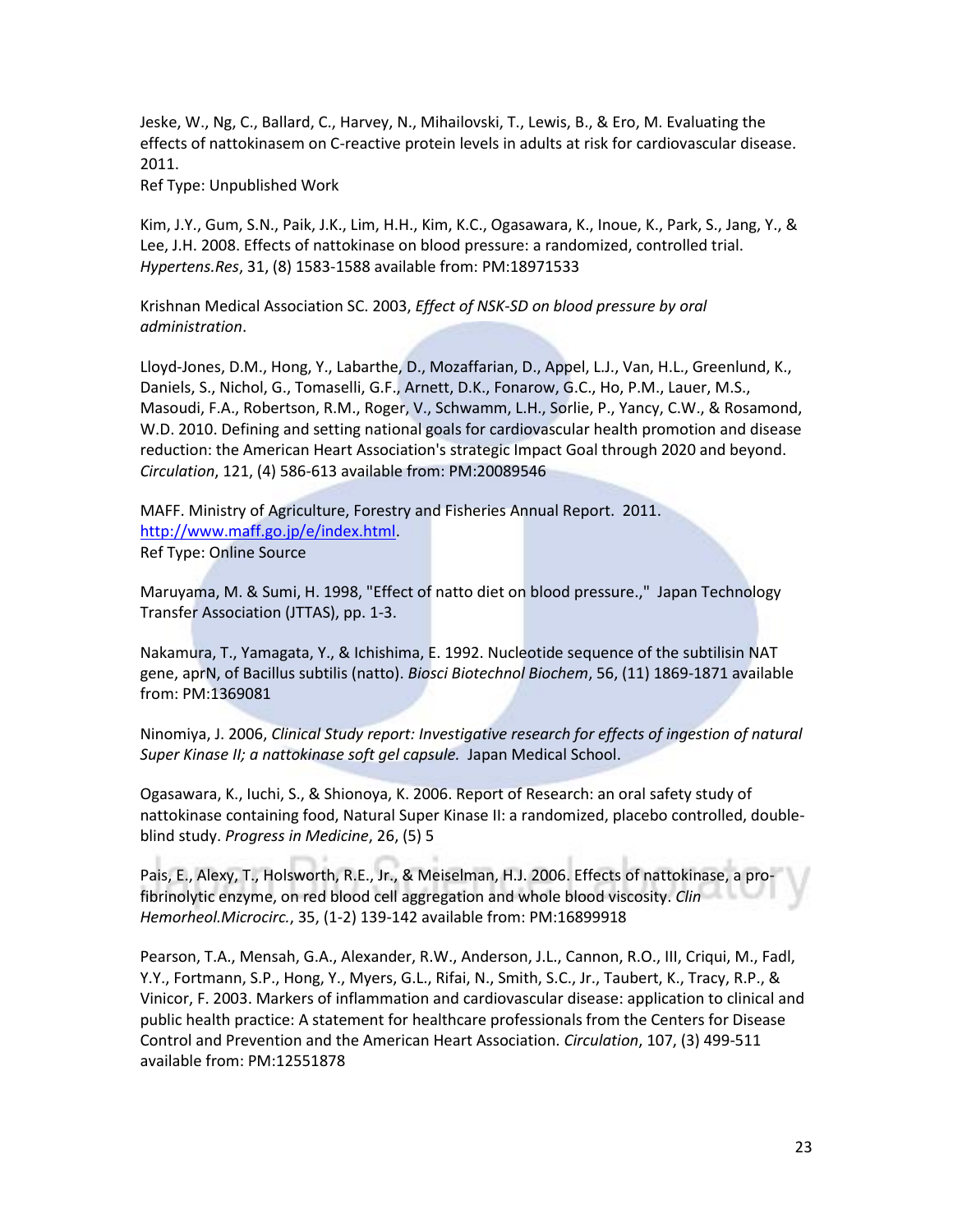Jeske, W., Ng, C., Ballard, C., Harvey, N., Mihailovski, T., Lewis, B., & Ero, M. Evaluating the effects of nattokinasem on C-reactive protein levels in adults at risk for cardiovascular disease. 2011.
Ref Type: Unpublished Work

Kim, J.Y., Gum, S.N., Paik, J.K., Lim, H.H., Kim, K.C., Ogasawara, K., Inoue, K., Park, S., Jang, Y., & Lee, J.H. 2008. Effects of nattokinase on blood pressure: a randomized, controlled trial. *Hypertens.Res*, 31, (8) 1583-1588 available from: PM:18971533

Krishnan Medical Association SC. 2003, *Effect of NSK-SD on blood pressure by oral administration*.

Lloyd-Jones, D.M., Hong, Y., Labarthe, D., Mozaffarian, D., Appel, L.J., Van, H.L., Greenlund, K., Daniels, S., Nichol, G., Tomaselli, G.F., Arnett, D.K., Fonarow, G.C., Ho, P.M., Lauer, M.S., Masoudi, F.A., Robertson, R.M., Roger, V., Schwamm, L.H., Sorlie, P., Yancy, C.W., & Rosamond, W.D. 2010. Defining and setting national goals for cardiovascular health promotion and disease reduction: the American Heart Association's strategic Impact Goal through 2020 and beyond. *Circulation*, 121, (4) 586-613 available from: PM:20089546

MAFF. Ministry of Agriculture, Forestry and Fisheries Annual Report. 2011. http://www.maff.go.jp/e/index.html.
Ref Type: Online Source

Maruyama, M. & Sumi, H. 1998, "Effect of natto diet on blood pressure.," Japan Technology Transfer Association (JTTAS), pp. 1-3.

Nakamura, T., Yamagata, Y., & Ichishima, E. 1992. Nucleotide sequence of the subtilisin NAT gene, aprN, of Bacillus subtilis (natto). *Biosci Biotechnol Biochem*, 56, (11) 1869-1871 available from: PM:1369081

Ninomiya, J. 2006, *Clinical Study report: Investigative research for effects of ingestion of natural Super Kinase II; a nattokinase soft gel capsule.* Japan Medical School.

Ogasawara, K., Iuchi, S., & Shionoya, K. 2006. Report of Research: an oral safety study of nattokinase containing food, Natural Super Kinase II: a randomized, placebo controlled, double-blind study. *Progress in Medicine*, 26, (5) 5

Pais, E., Alexy, T., Holsworth, R.E., Jr., & Meiselman, H.J. 2006. Effects of nattokinase, a pro-fibrinolytic enzyme, on red blood cell aggregation and whole blood viscosity. *Clin Hemorheol.Microcirc.*, 35, (1-2) 139-142 available from: PM:16899918

Pearson, T.A., Mensah, G.A., Alexander, R.W., Anderson, J.L., Cannon, R.O., III, Criqui, M., Fadl, Y.Y., Fortmann, S.P., Hong, Y., Myers, G.L., Rifai, N., Smith, S.C., Jr., Taubert, K., Tracy, R.P., & Vinicor, F. 2003. Markers of inflammation and cardiovascular disease: application to clinical and public health practice: A statement for healthcare professionals from the Centers for Disease Control and Prevention and the American Heart Association. *Circulation*, 107, (3) 499-511 available from: PM:12551878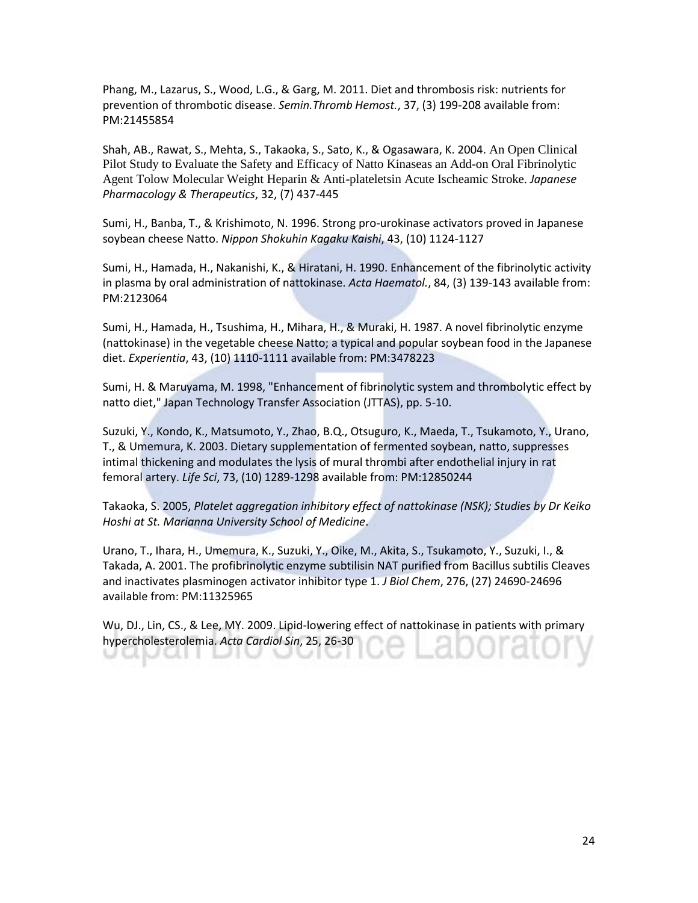Phang, M., Lazarus, S., Wood, L.G., & Garg, M. 2011. Diet and thrombosis risk: nutrients for prevention of thrombotic disease. *Semin.Thromb Hemost.*, 37, (3) 199-208 available from: PM:21455854

Shah, AB., Rawat, S., Mehta, S., Takaoka, S., Sato, K., & Ogasawara, K. 2004. An Open Clinical Pilot Study to Evaluate the Safety and Efficacy of Natto Kinaseas an Add-on Oral Fibrinolytic Agent Tolow Molecular Weight Heparin & Anti-plateletsin Acute Ischeamic Stroke. *Japanese Pharmacology & Therapeutics*, 32, (7) 437-445

Sumi, H., Banba, T., & Krishimoto, N. 1996. Strong pro-urokinase activators proved in Japanese soybean cheese Natto. *Nippon Shokuhin Kagaku Kaishi*, 43, (10) 1124-1127

Sumi, H., Hamada, H., Nakanishi, K., & Hiratani, H. 1990. Enhancement of the fibrinolytic activity in plasma by oral administration of nattokinase. *Acta Haematol.*, 84, (3) 139-143 available from: PM:2123064

Sumi, H., Hamada, H., Tsushima, H., Mihara, H., & Muraki, H. 1987. A novel fibrinolytic enzyme (nattokinase) in the vegetable cheese Natto; a typical and popular soybean food in the Japanese diet. *Experientia*, 43, (10) 1110-1111 available from: PM:3478223

Sumi, H. & Maruyama, M. 1998, "Enhancement of fibrinolytic system and thrombolytic effect by natto diet," Japan Technology Transfer Association (JTTAS), pp. 5-10.

Suzuki, Y., Kondo, K., Matsumoto, Y., Zhao, B.Q., Otsuguro, K., Maeda, T., Tsukamoto, Y., Urano, T., & Umemura, K. 2003. Dietary supplementation of fermented soybean, natto, suppresses intimal thickening and modulates the lysis of mural thrombi after endothelial injury in rat femoral artery. *Life Sci*, 73, (10) 1289-1298 available from: PM:12850244

Takaoka, S. 2005, *Platelet aggregation inhibitory effect of nattokinase (NSK); Studies by Dr Keiko Hoshi at St. Marianna University School of Medicine*.

Urano, T., Ihara, H., Umemura, K., Suzuki, Y., Oike, M., Akita, S., Tsukamoto, Y., Suzuki, I., & Takada, A. 2001. The profibrinolytic enzyme subtilisin NAT purified from Bacillus subtilis Cleaves and inactivates plasminogen activator inhibitor type 1. *J Biol Chem*, 276, (27) 24690-24696 available from: PM:11325965

Wu, DJ., Lin, CS., & Lee, MY. 2009. Lipid-lowering effect of nattokinase in patients with primary hypercholesterolemia. *Acta Cardiol Sin*, 25, 26-30